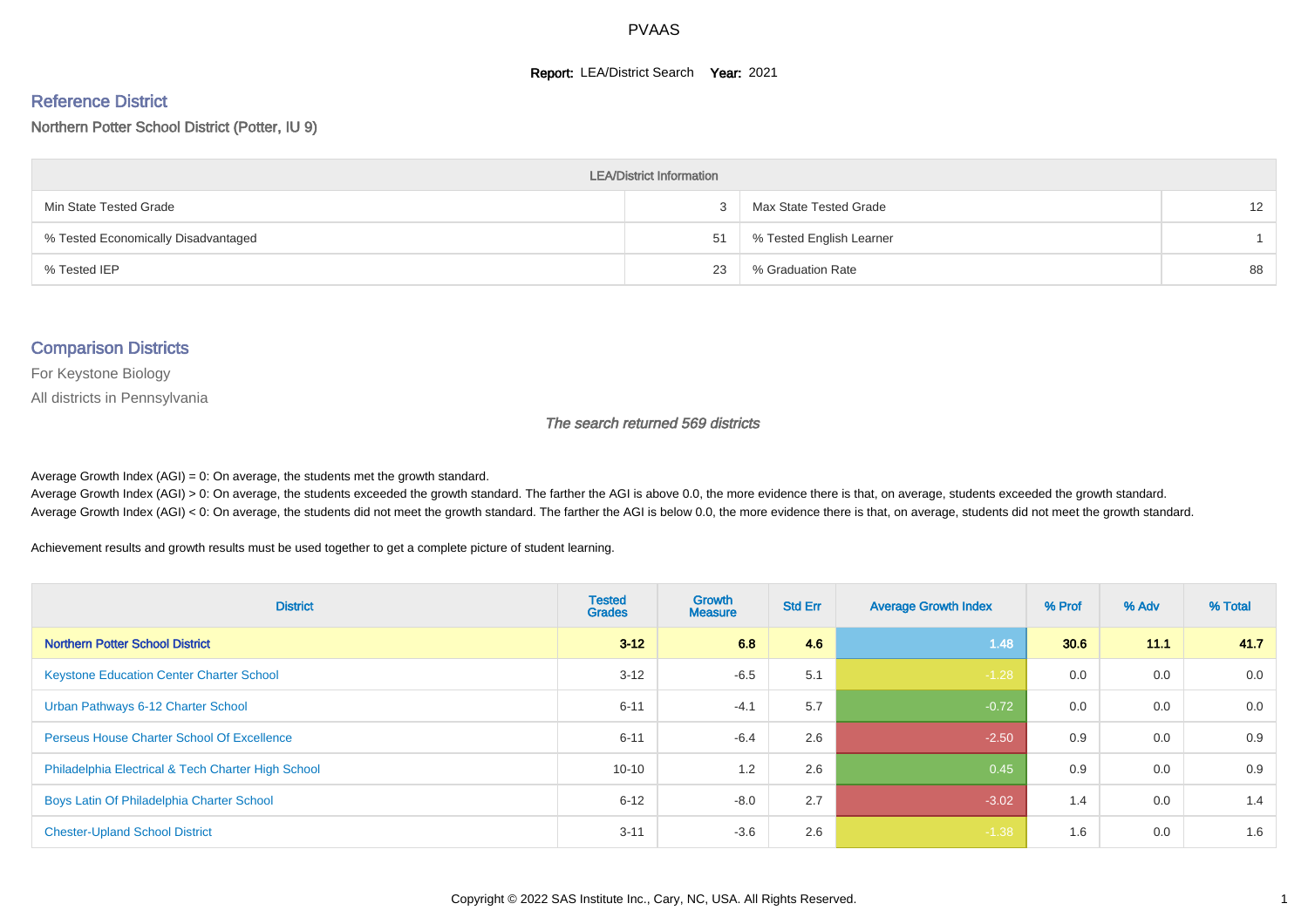# PVAAS

**Report:** LEA/District Search **Year:** 2021

## Reference District

Northern Potter School District (Potter, IU 9)

| LEA/District Information | | | |
|---|---|---|---|
| Min State Tested Grade | 3 | Max State Tested Grade | 12 |
| % Tested Economically Disadvantaged | 51 | % Tested English Learner | 1 |
| % Tested IEP | 23 | % Graduation Rate | 88 |

## Comparison Districts

For Keystone Biology

All districts in Pennsylvania

*The search returned 569 districts*

Average Growth Index (AGI) = 0: On average, the students met the growth standard.
Average Growth Index (AGI) > 0: On average, the students exceeded the growth standard. The farther the AGI is above 0.0, the more evidence there is that, on average, students exceeded the growth standard.
Average Growth Index (AGI) < 0: On average, the students did not meet the growth standard. The farther the AGI is below 0.0, the more evidence there is that, on average, students did not meet the growth standard.

Achievement results and growth results must be used together to get a complete picture of student learning.

| District | Tested Grades | Growth Measure | Std Err | Average Growth Index | % Prof | % Adv | % Total |
|---|---|---|---|---|---|---|---|
| **Northern Potter School District** | **3-12** | **6.8** | **4.6** | **1.48** | **30.6** | **11.1** | **41.7** |
| Keystone Education Center Charter School | 3-12 | -6.5 | 5.1 | -1.28 | 0.0 | 0.0 | 0.0 |
| Urban Pathways 6-12 Charter School | 6-11 | -4.1 | 5.7 | -0.72 | 0.0 | 0.0 | 0.0 |
| Perseus House Charter School Of Excellence | 6-11 | -6.4 | 2.6 | -2.50 | 0.9 | 0.0 | 0.9 |
| Philadelphia Electrical & Tech Charter High School | 10-10 | 1.2 | 2.6 | 0.45 | 0.9 | 0.0 | 0.9 |
| Boys Latin Of Philadelphia Charter School | 6-12 | -8.0 | 2.7 | -3.02 | 1.4 | 0.0 | 1.4 |
| Chester-Upland School District | 3-11 | -3.6 | 2.6 | -1.38 | 1.6 | 0.0 | 1.6 |

Copyright © 2022 SAS Institute Inc., Cary, NC, USA. All Rights Reserved.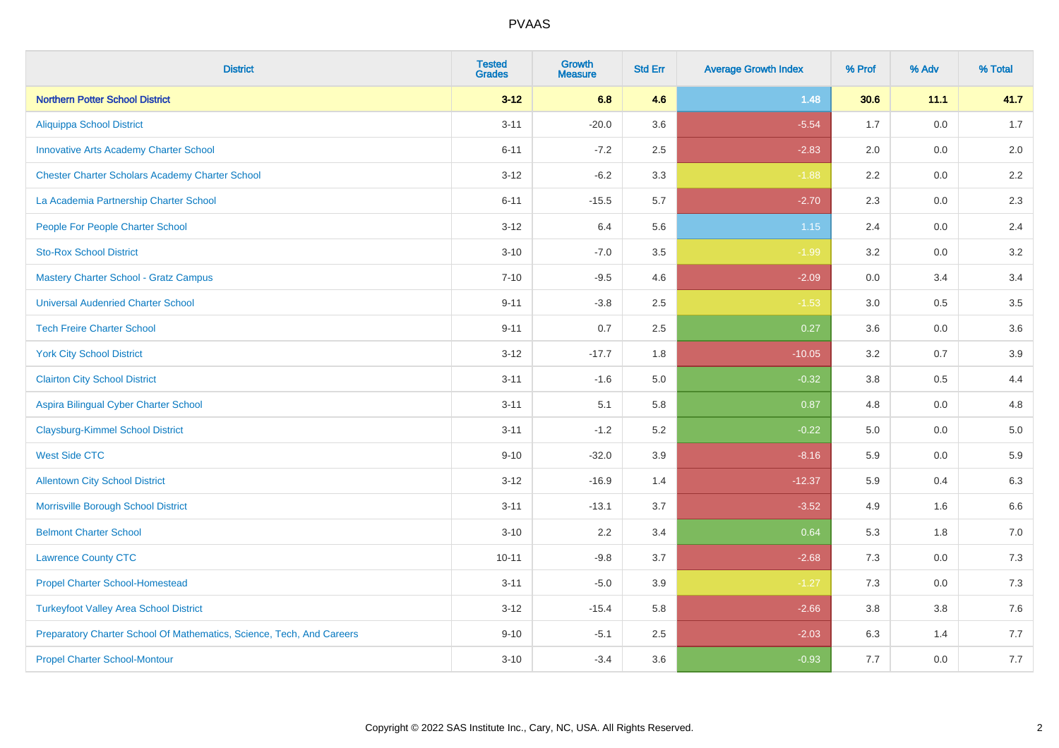# PVAAS

| District | Tested Grades | Growth Measure | Std Err | Average Growth Index | % Prof | % Adv | % Total |
|---|---|---|---|---|---|---|---|
| **Northern Potter School District** | **3-12** | **6.8** | **4.6** | **1.48** | **30.6** | **11.1** | **41.7** |
| Aliquippa School District | 3-11 | -20.0 | 3.6 | -5.54 | 1.7 | 0.0 | 1.7 |
| Innovative Arts Academy Charter School | 6-11 | -7.2 | 2.5 | -2.83 | 2.0 | 0.0 | 2.0 |
| Chester Charter Scholars Academy Charter School | 3-12 | -6.2 | 3.3 | -1.88 | 2.2 | 0.0 | 2.2 |
| La Academia Partnership Charter School | 6-11 | -15.5 | 5.7 | -2.70 | 2.3 | 0.0 | 2.3 |
| People For People Charter School | 3-12 | 6.4 | 5.6 | 1.15 | 2.4 | 0.0 | 2.4 |
| Sto-Rox School District | 3-10 | -7.0 | 3.5 | -1.99 | 3.2 | 0.0 | 3.2 |
| Mastery Charter School - Gratz Campus | 7-10 | -9.5 | 4.6 | -2.09 | 0.0 | 3.4 | 3.4 |
| Universal Audenried Charter School | 9-11 | -3.8 | 2.5 | -1.53 | 3.0 | 0.5 | 3.5 |
| Tech Freire Charter School | 9-11 | 0.7 | 2.5 | 0.27 | 3.6 | 0.0 | 3.6 |
| York City School District | 3-12 | -17.7 | 1.8 | -10.05 | 3.2 | 0.7 | 3.9 |
| Clairton City School District | 3-11 | -1.6 | 5.0 | -0.32 | 3.8 | 0.5 | 4.4 |
| Aspira Bilingual Cyber Charter School | 3-11 | 5.1 | 5.8 | 0.87 | 4.8 | 0.0 | 4.8 |
| Claysburg-Kimmel School District | 3-11 | -1.2 | 5.2 | -0.22 | 5.0 | 0.0 | 5.0 |
| West Side CTC | 9-10 | -32.0 | 3.9 | -8.16 | 5.9 | 0.0 | 5.9 |
| Allentown City School District | 3-12 | -16.9 | 1.4 | -12.37 | 5.9 | 0.4 | 6.3 |
| Morrisville Borough School District | 3-11 | -13.1 | 3.7 | -3.52 | 4.9 | 1.6 | 6.6 |
| Belmont Charter School | 3-10 | 2.2 | 3.4 | 0.64 | 5.3 | 1.8 | 7.0 |
| Lawrence County CTC | 10-11 | -9.8 | 3.7 | -2.68 | 7.3 | 0.0 | 7.3 |
| Propel Charter School-Homestead | 3-11 | -5.0 | 3.9 | -1.27 | 7.3 | 0.0 | 7.3 |
| Turkeyfoot Valley Area School District | 3-12 | -15.4 | 5.8 | -2.66 | 3.8 | 3.8 | 7.6 |
| Preparatory Charter School Of Mathematics, Science, Tech, And Careers | 9-10 | -5.1 | 2.5 | -2.03 | 6.3 | 1.4 | 7.7 |
| Propel Charter School-Montour | 3-10 | -3.4 | 3.6 | -0.93 | 7.7 | 0.0 | 7.7 |

Copyright © 2022 SAS Institute Inc., Cary, NC, USA. All Rights Reserved.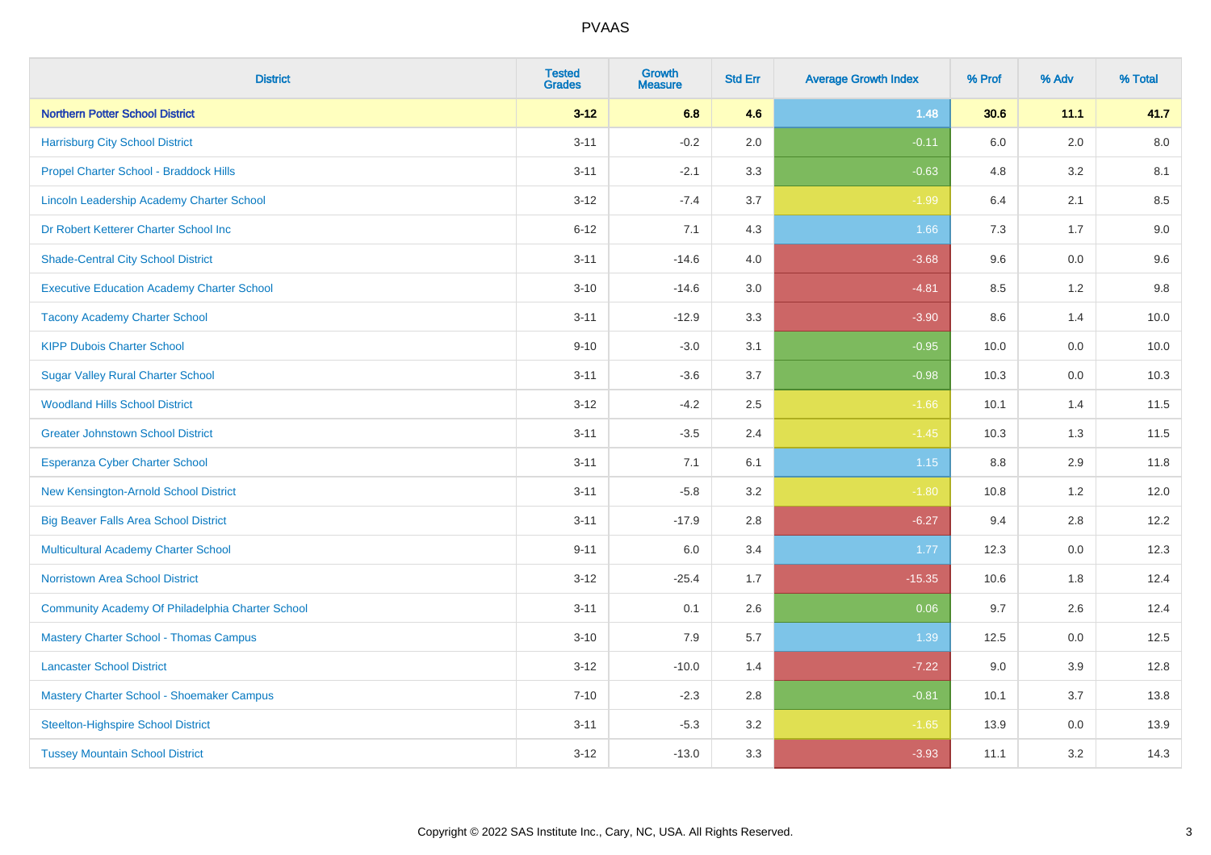# PVAAS

| District | Tested Grades | Growth Measure | Std Err | Average Growth Index | % Prof | % Adv | % Total |
|---|---|---|---|---|---|---|---|
| **Northern Potter School District** | **3-12** | **6.8** | **4.6** | **1.48** | **30.6** | **11.1** | **41.7** |
| Harrisburg City School District | 3-11 | -0.2 | 2.0 | -0.11 | 6.0 | 2.0 | 8.0 |
| Propel Charter School - Braddock Hills | 3-11 | -2.1 | 3.3 | -0.63 | 4.8 | 3.2 | 8.1 |
| Lincoln Leadership Academy Charter School | 3-12 | -7.4 | 3.7 | -1.99 | 6.4 | 2.1 | 8.5 |
| Dr Robert Ketterer Charter School Inc | 6-12 | 7.1 | 4.3 | 1.66 | 7.3 | 1.7 | 9.0 |
| Shade-Central City School District | 3-11 | -14.6 | 4.0 | -3.68 | 9.6 | 0.0 | 9.6 |
| Executive Education Academy Charter School | 3-10 | -14.6 | 3.0 | -4.81 | 8.5 | 1.2 | 9.8 |
| Tacony Academy Charter School | 3-11 | -12.9 | 3.3 | -3.90 | 8.6 | 1.4 | 10.0 |
| KIPP Dubois Charter School | 9-10 | -3.0 | 3.1 | -0.95 | 10.0 | 0.0 | 10.0 |
| Sugar Valley Rural Charter School | 3-11 | -3.6 | 3.7 | -0.98 | 10.3 | 0.0 | 10.3 |
| Woodland Hills School District | 3-12 | -4.2 | 2.5 | -1.66 | 10.1 | 1.4 | 11.5 |
| Greater Johnstown School District | 3-11 | -3.5 | 2.4 | -1.45 | 10.3 | 1.3 | 11.5 |
| Esperanza Cyber Charter School | 3-11 | 7.1 | 6.1 | 1.15 | 8.8 | 2.9 | 11.8 |
| New Kensington-Arnold School District | 3-11 | -5.8 | 3.2 | -1.80 | 10.8 | 1.2 | 12.0 |
| Big Beaver Falls Area School District | 3-11 | -17.9 | 2.8 | -6.27 | 9.4 | 2.8 | 12.2 |
| Multicultural Academy Charter School | 9-11 | 6.0 | 3.4 | 1.77 | 12.3 | 0.0 | 12.3 |
| Norristown Area School District | 3-12 | -25.4 | 1.7 | -15.35 | 10.6 | 1.8 | 12.4 |
| Community Academy Of Philadelphia Charter School | 3-11 | 0.1 | 2.6 | 0.06 | 9.7 | 2.6 | 12.4 |
| Mastery Charter School - Thomas Campus | 3-10 | 7.9 | 5.7 | 1.39 | 12.5 | 0.0 | 12.5 |
| Lancaster School District | 3-12 | -10.0 | 1.4 | -7.22 | 9.0 | 3.9 | 12.8 |
| Mastery Charter School - Shoemaker Campus | 7-10 | -2.3 | 2.8 | -0.81 | 10.1 | 3.7 | 13.8 |
| Steelton-Highspire School District | 3-11 | -5.3 | 3.2 | -1.65 | 13.9 | 0.0 | 13.9 |
| Tussey Mountain School District | 3-12 | -13.0 | 3.3 | -3.93 | 11.1 | 3.2 | 14.3 |

Copyright © 2022 SAS Institute Inc., Cary, NC, USA. All Rights Reserved.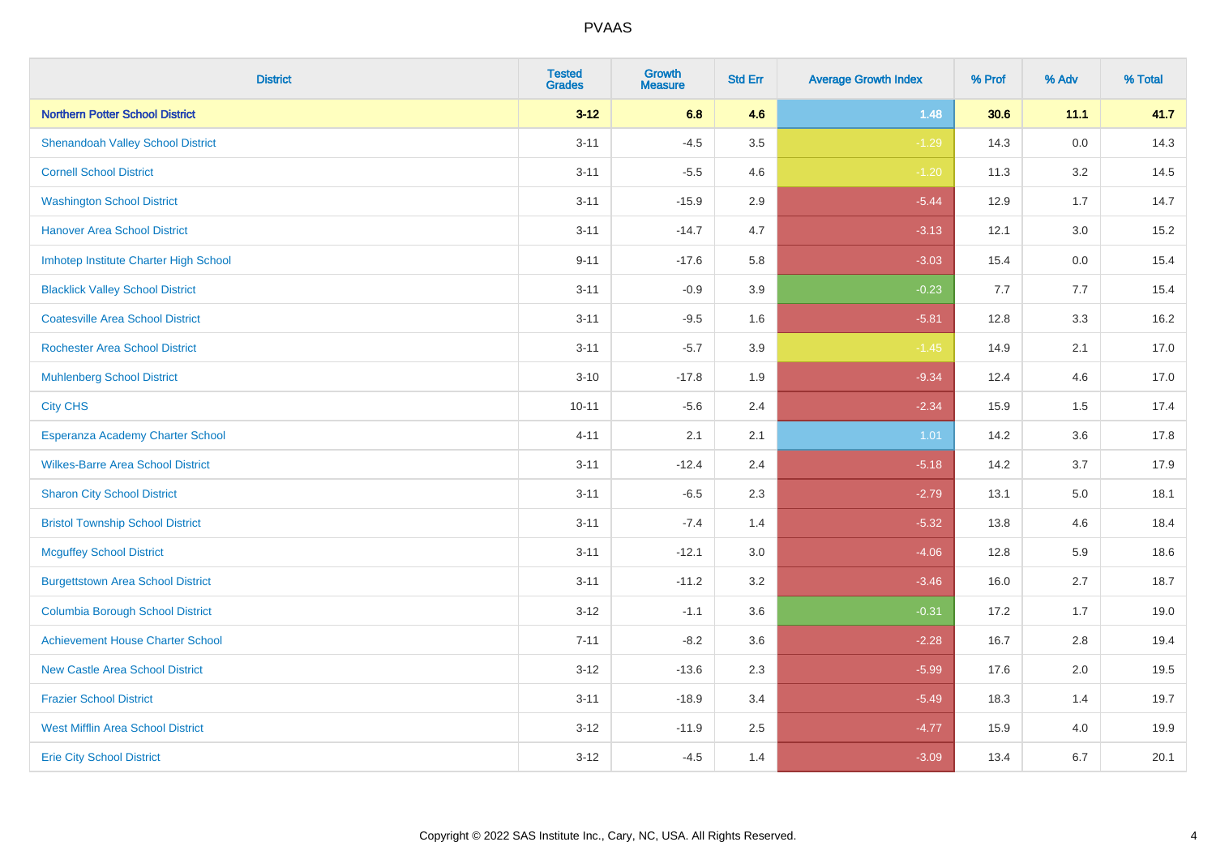# PVAAS

| District | Tested Grades | Growth Measure | Std Err | Average Growth Index | % Prof | % Adv | % Total |
|---|---|---|---|---|---|---|---|
| **Northern Potter School District** | **3-12** | **6.8** | **4.6** | **1.48** | **30.6** | **11.1** | **41.7** |
| Shenandoah Valley School District | 3-11 | -4.5 | 3.5 | -1.29 | 14.3 | 0.0 | 14.3 |
| Cornell School District | 3-11 | -5.5 | 4.6 | -1.20 | 11.3 | 3.2 | 14.5 |
| Washington School District | 3-11 | -15.9 | 2.9 | -5.44 | 12.9 | 1.7 | 14.7 |
| Hanover Area School District | 3-11 | -14.7 | 4.7 | -3.13 | 12.1 | 3.0 | 15.2 |
| Imhotep Institute Charter High School | 9-11 | -17.6 | 5.8 | -3.03 | 15.4 | 0.0 | 15.4 |
| Blacklick Valley School District | 3-11 | -0.9 | 3.9 | -0.23 | 7.7 | 7.7 | 15.4 |
| Coatesville Area School District | 3-11 | -9.5 | 1.6 | -5.81 | 12.8 | 3.3 | 16.2 |
| Rochester Area School District | 3-11 | -5.7 | 3.9 | -1.45 | 14.9 | 2.1 | 17.0 |
| Muhlenberg School District | 3-10 | -17.8 | 1.9 | -9.34 | 12.4 | 4.6 | 17.0 |
| City CHS | 10-11 | -5.6 | 2.4 | -2.34 | 15.9 | 1.5 | 17.4 |
| Esperanza Academy Charter School | 4-11 | 2.1 | 2.1 | 1.01 | 14.2 | 3.6 | 17.8 |
| Wilkes-Barre Area School District | 3-11 | -12.4 | 2.4 | -5.18 | 14.2 | 3.7 | 17.9 |
| Sharon City School District | 3-11 | -6.5 | 2.3 | -2.79 | 13.1 | 5.0 | 18.1 |
| Bristol Township School District | 3-11 | -7.4 | 1.4 | -5.32 | 13.8 | 4.6 | 18.4 |
| Mcguffey School District | 3-11 | -12.1 | 3.0 | -4.06 | 12.8 | 5.9 | 18.6 |
| Burgettstown Area School District | 3-11 | -11.2 | 3.2 | -3.46 | 16.0 | 2.7 | 18.7 |
| Columbia Borough School District | 3-12 | -1.1 | 3.6 | -0.31 | 17.2 | 1.7 | 19.0 |
| Achievement House Charter School | 7-11 | -8.2 | 3.6 | -2.28 | 16.7 | 2.8 | 19.4 |
| New Castle Area School District | 3-12 | -13.6 | 2.3 | -5.99 | 17.6 | 2.0 | 19.5 |
| Frazier School District | 3-11 | -18.9 | 3.4 | -5.49 | 18.3 | 1.4 | 19.7 |
| West Mifflin Area School District | 3-12 | -11.9 | 2.5 | -4.77 | 15.9 | 4.0 | 19.9 |
| Erie City School District | 3-12 | -4.5 | 1.4 | -3.09 | 13.4 | 6.7 | 20.1 |

Copyright © 2022 SAS Institute Inc., Cary, NC, USA. All Rights Reserved.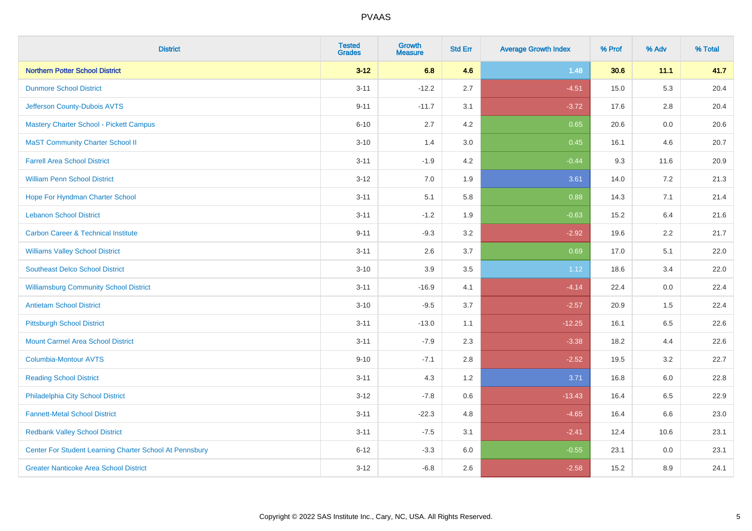| District | Tested Grades | Growth Measure | Std Err | Average Growth Index | % Prof | % Adv | % Total |
|---|---|---|---|---|---|---|---|
| **Northern Potter School District** | **3-12** | **6.8** | **4.6** | **1.48** | **30.6** | **11.1** | **41.7** |
| Dunmore School District | 3-11 | -12.2 | 2.7 | -4.51 | 15.0 | 5.3 | 20.4 |
| Jefferson County-Dubois AVTS | 9-11 | -11.7 | 3.1 | -3.72 | 17.6 | 2.8 | 20.4 |
| Mastery Charter School - Pickett Campus | 6-10 | 2.7 | 4.2 | 0.65 | 20.6 | 0.0 | 20.6 |
| MaST Community Charter School II | 3-10 | 1.4 | 3.0 | 0.45 | 16.1 | 4.6 | 20.7 |
| Farrell Area School District | 3-11 | -1.9 | 4.2 | -0.44 | 9.3 | 11.6 | 20.9 |
| William Penn School District | 3-12 | 7.0 | 1.9 | 3.61 | 14.0 | 7.2 | 21.3 |
| Hope For Hyndman Charter School | 3-11 | 5.1 | 5.8 | 0.88 | 14.3 | 7.1 | 21.4 |
| Lebanon School District | 3-11 | -1.2 | 1.9 | -0.63 | 15.2 | 6.4 | 21.6 |
| Carbon Career & Technical Institute | 9-11 | -9.3 | 3.2 | -2.92 | 19.6 | 2.2 | 21.7 |
| Williams Valley School District | 3-11 | 2.6 | 3.7 | 0.69 | 17.0 | 5.1 | 22.0 |
| Southeast Delco School District | 3-10 | 3.9 | 3.5 | 1.12 | 18.6 | 3.4 | 22.0 |
| Williamsburg Community School District | 3-11 | -16.9 | 4.1 | -4.14 | 22.4 | 0.0 | 22.4 |
| Antietam School District | 3-10 | -9.5 | 3.7 | -2.57 | 20.9 | 1.5 | 22.4 |
| Pittsburgh School District | 3-11 | -13.0 | 1.1 | -12.25 | 16.1 | 6.5 | 22.6 |
| Mount Carmel Area School District | 3-11 | -7.9 | 2.3 | -3.38 | 18.2 | 4.4 | 22.6 |
| Columbia-Montour AVTS | 9-10 | -7.1 | 2.8 | -2.52 | 19.5 | 3.2 | 22.7 |
| Reading School District | 3-11 | 4.3 | 1.2 | 3.71 | 16.8 | 6.0 | 22.8 |
| Philadelphia City School District | 3-12 | -7.8 | 0.6 | -13.43 | 16.4 | 6.5 | 22.9 |
| Fannett-Metal School District | 3-11 | -22.3 | 4.8 | -4.65 | 16.4 | 6.6 | 23.0 |
| Redbank Valley School District | 3-11 | -7.5 | 3.1 | -2.41 | 12.4 | 10.6 | 23.1 |
| Center For Student Learning Charter School At Pennsbury | 6-12 | -3.3 | 6.0 | -0.55 | 23.1 | 0.0 | 23.1 |
| Greater Nanticoke Area School District | 3-12 | -6.8 | 2.6 | -2.58 | 15.2 | 8.9 | 24.1 |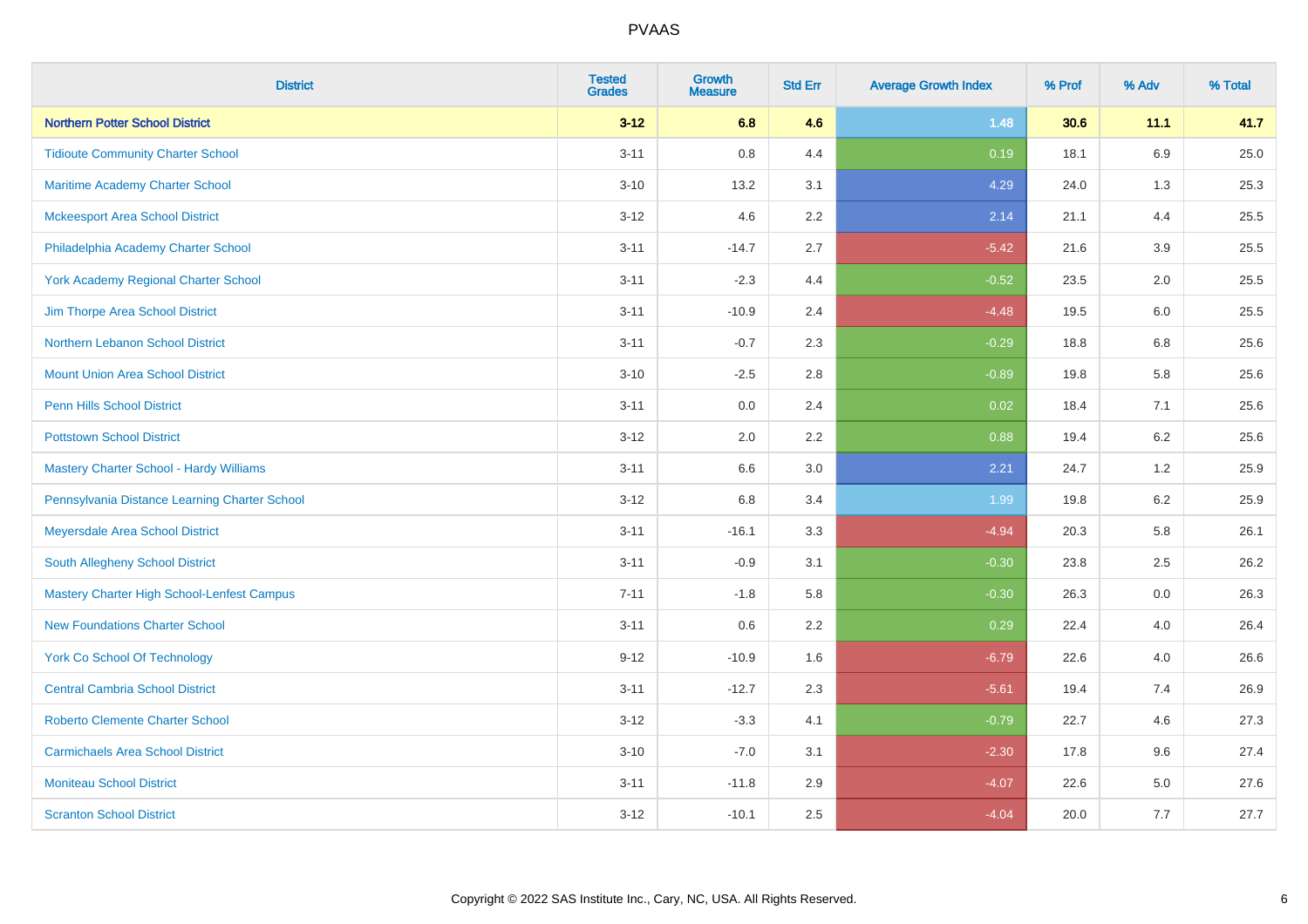| District | Tested Grades | Growth Measure | Std Err | Average Growth Index | % Prof | % Adv | % Total |
|---|---|---|---|---|---|---|---|
| **Northern Potter School District** | **3-12** | **6.8** | **4.6** | **1.48** | **30.6** | **11.1** | **41.7** |
| Tidioute Community Charter School | 3-11 | 0.8 | 4.4 | 0.19 | 18.1 | 6.9 | 25.0 |
| Maritime Academy Charter School | 3-10 | 13.2 | 3.1 | 4.29 | 24.0 | 1.3 | 25.3 |
| Mckeesport Area School District | 3-12 | 4.6 | 2.2 | 2.14 | 21.1 | 4.4 | 25.5 |
| Philadelphia Academy Charter School | 3-11 | -14.7 | 2.7 | -5.42 | 21.6 | 3.9 | 25.5 |
| York Academy Regional Charter School | 3-11 | -2.3 | 4.4 | -0.52 | 23.5 | 2.0 | 25.5 |
| Jim Thorpe Area School District | 3-11 | -10.9 | 2.4 | -4.48 | 19.5 | 6.0 | 25.5 |
| Northern Lebanon School District | 3-11 | -0.7 | 2.3 | -0.29 | 18.8 | 6.8 | 25.6 |
| Mount Union Area School District | 3-10 | -2.5 | 2.8 | -0.89 | 19.8 | 5.8 | 25.6 |
| Penn Hills School District | 3-11 | 0.0 | 2.4 | 0.02 | 18.4 | 7.1 | 25.6 |
| Pottstown School District | 3-12 | 2.0 | 2.2 | 0.88 | 19.4 | 6.2 | 25.6 |
| Mastery Charter School - Hardy Williams | 3-11 | 6.6 | 3.0 | 2.21 | 24.7 | 1.2 | 25.9 |
| Pennsylvania Distance Learning Charter School | 3-12 | 6.8 | 3.4 | 1.99 | 19.8 | 6.2 | 25.9 |
| Meyersdale Area School District | 3-11 | -16.1 | 3.3 | -4.94 | 20.3 | 5.8 | 26.1 |
| South Allegheny School District | 3-11 | -0.9 | 3.1 | -0.30 | 23.8 | 2.5 | 26.2 |
| Mastery Charter High School-Lenfest Campus | 7-11 | -1.8 | 5.8 | -0.30 | 26.3 | 0.0 | 26.3 |
| New Foundations Charter School | 3-11 | 0.6 | 2.2 | 0.29 | 22.4 | 4.0 | 26.4 |
| York Co School Of Technology | 9-12 | -10.9 | 1.6 | -6.79 | 22.6 | 4.0 | 26.6 |
| Central Cambria School District | 3-11 | -12.7 | 2.3 | -5.61 | 19.4 | 7.4 | 26.9 |
| Roberto Clemente Charter School | 3-12 | -3.3 | 4.1 | -0.79 | 22.7 | 4.6 | 27.3 |
| Carmichaels Area School District | 3-10 | -7.0 | 3.1 | -2.30 | 17.8 | 9.6 | 27.4 |
| Moniteau School District | 3-11 | -11.8 | 2.9 | -4.07 | 22.6 | 5.0 | 27.6 |
| Scranton School District | 3-12 | -10.1 | 2.5 | -4.04 | 20.0 | 7.7 | 27.7 |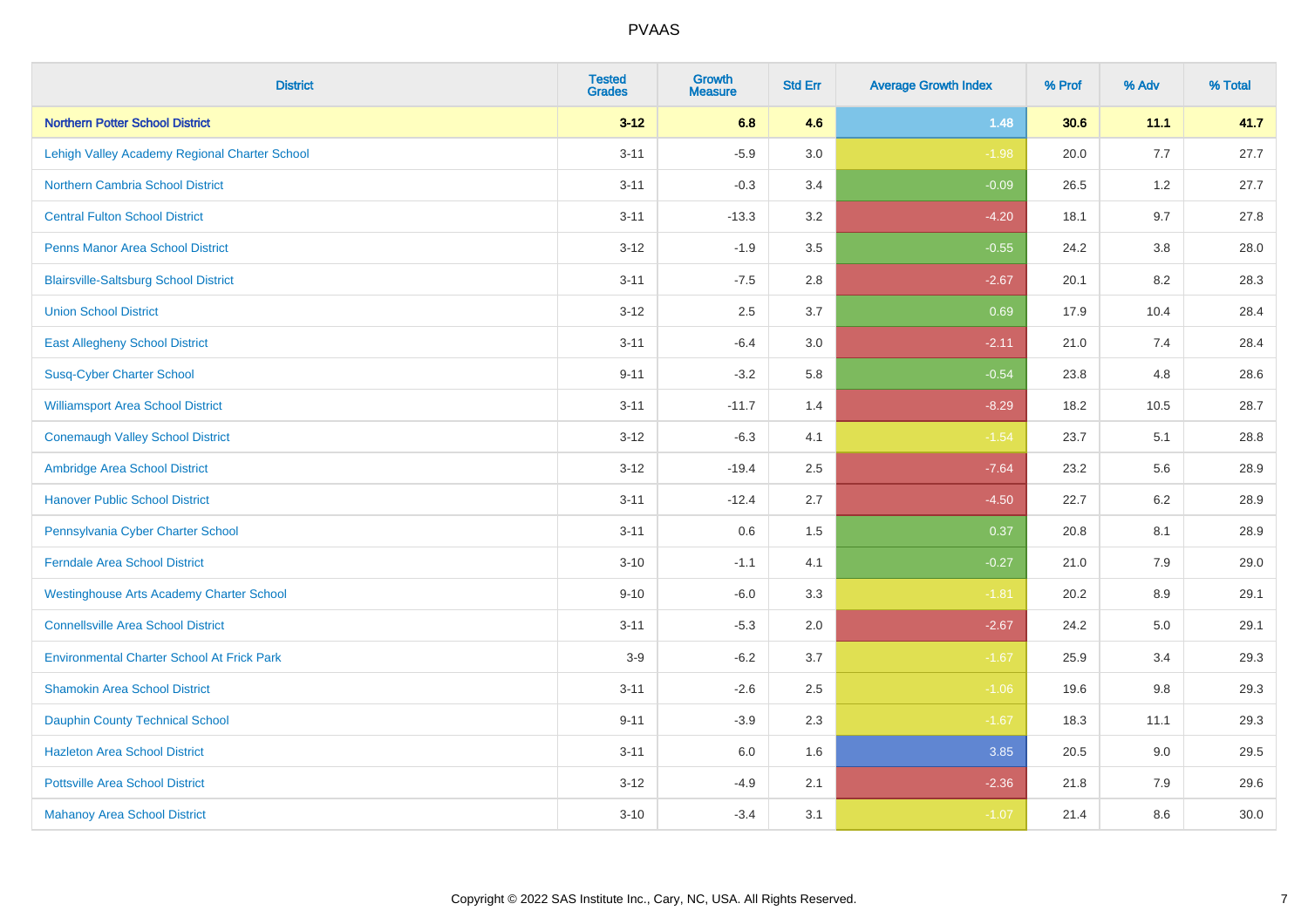| District | Tested Grades | Growth Measure | Std Err | Average Growth Index | % Prof | % Adv | % Total |
|---|---|---|---|---|---|---|---|
| **Northern Potter School District** | **3-12** | **6.8** | **4.6** | **1.48** | **30.6** | **11.1** | **41.7** |
| Lehigh Valley Academy Regional Charter School | 3-11 | -5.9 | 3.0 | -1.98 | 20.0 | 7.7 | 27.7 |
| Northern Cambria School District | 3-11 | -0.3 | 3.4 | -0.09 | 26.5 | 1.2 | 27.7 |
| Central Fulton School District | 3-11 | -13.3 | 3.2 | -4.20 | 18.1 | 9.7 | 27.8 |
| Penns Manor Area School District | 3-12 | -1.9 | 3.5 | -0.55 | 24.2 | 3.8 | 28.0 |
| Blairsville-Saltsburg School District | 3-11 | -7.5 | 2.8 | -2.67 | 20.1 | 8.2 | 28.3 |
| Union School District | 3-12 | 2.5 | 3.7 | 0.69 | 17.9 | 10.4 | 28.4 |
| East Allegheny School District | 3-11 | -6.4 | 3.0 | -2.11 | 21.0 | 7.4 | 28.4 |
| Susq-Cyber Charter School | 9-11 | -3.2 | 5.8 | -0.54 | 23.8 | 4.8 | 28.6 |
| Williamsport Area School District | 3-11 | -11.7 | 1.4 | -8.29 | 18.2 | 10.5 | 28.7 |
| Conemaugh Valley School District | 3-12 | -6.3 | 4.1 | -1.54 | 23.7 | 5.1 | 28.8 |
| Ambridge Area School District | 3-12 | -19.4 | 2.5 | -7.64 | 23.2 | 5.6 | 28.9 |
| Hanover Public School District | 3-11 | -12.4 | 2.7 | -4.50 | 22.7 | 6.2 | 28.9 |
| Pennsylvania Cyber Charter School | 3-11 | 0.6 | 1.5 | 0.37 | 20.8 | 8.1 | 28.9 |
| Ferndale Area School District | 3-10 | -1.1 | 4.1 | -0.27 | 21.0 | 7.9 | 29.0 |
| Westinghouse Arts Academy Charter School | 9-10 | -6.0 | 3.3 | -1.81 | 20.2 | 8.9 | 29.1 |
| Connellsville Area School District | 3-11 | -5.3 | 2.0 | -2.67 | 24.2 | 5.0 | 29.1 |
| Environmental Charter School At Frick Park | 3-9 | -6.2 | 3.7 | -1.67 | 25.9 | 3.4 | 29.3 |
| Shamokin Area School District | 3-11 | -2.6 | 2.5 | -1.06 | 19.6 | 9.8 | 29.3 |
| Dauphin County Technical School | 9-11 | -3.9 | 2.3 | -1.67 | 18.3 | 11.1 | 29.3 |
| Hazleton Area School District | 3-11 | 6.0 | 1.6 | 3.85 | 20.5 | 9.0 | 29.5 |
| Pottsville Area School District | 3-12 | -4.9 | 2.1 | -2.36 | 21.8 | 7.9 | 29.6 |
| Mahanoy Area School District | 3-10 | -3.4 | 3.1 | -1.07 | 21.4 | 8.6 | 30.0 |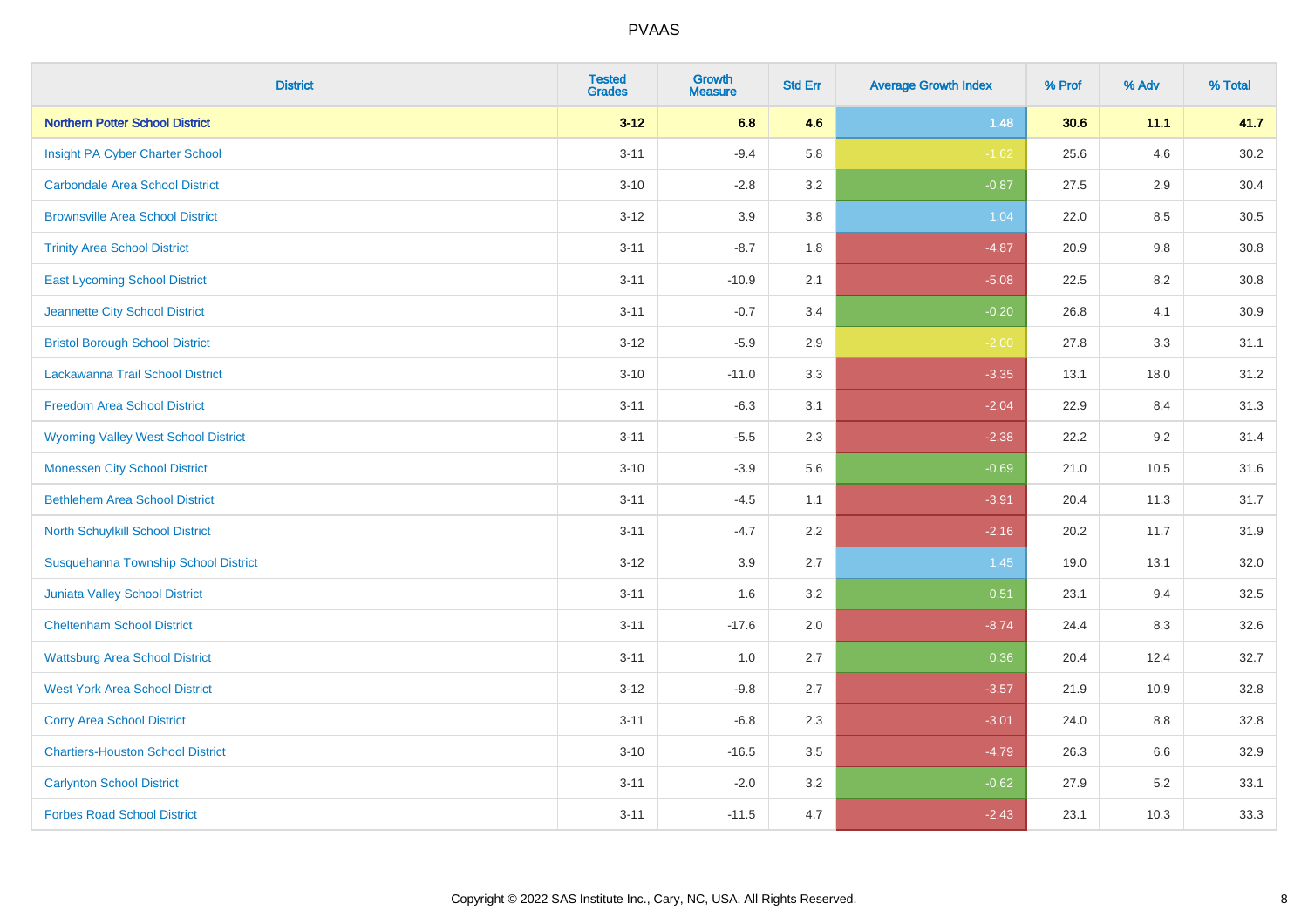| District | Tested Grades | Growth Measure | Std Err | Average Growth Index | % Prof | % Adv | % Total |
|---|---|---|---|---|---|---|---|
| **Northern Potter School District** | **3-12** | **6.8** | **4.6** | **1.48** | **30.6** | **11.1** | **41.7** |
| Insight PA Cyber Charter School | 3-11 | -9.4 | 5.8 | -1.62 | 25.6 | 4.6 | 30.2 |
| Carbondale Area School District | 3-10 | -2.8 | 3.2 | -0.87 | 27.5 | 2.9 | 30.4 |
| Brownsville Area School District | 3-12 | 3.9 | 3.8 | 1.04 | 22.0 | 8.5 | 30.5 |
| Trinity Area School District | 3-11 | -8.7 | 1.8 | -4.87 | 20.9 | 9.8 | 30.8 |
| East Lycoming School District | 3-11 | -10.9 | 2.1 | -5.08 | 22.5 | 8.2 | 30.8 |
| Jeannette City School District | 3-11 | -0.7 | 3.4 | -0.20 | 26.8 | 4.1 | 30.9 |
| Bristol Borough School District | 3-12 | -5.9 | 2.9 | -2.00 | 27.8 | 3.3 | 31.1 |
| Lackawanna Trail School District | 3-10 | -11.0 | 3.3 | -3.35 | 13.1 | 18.0 | 31.2 |
| Freedom Area School District | 3-11 | -6.3 | 3.1 | -2.04 | 22.9 | 8.4 | 31.3 |
| Wyoming Valley West School District | 3-11 | -5.5 | 2.3 | -2.38 | 22.2 | 9.2 | 31.4 |
| Monessen City School District | 3-10 | -3.9 | 5.6 | -0.69 | 21.0 | 10.5 | 31.6 |
| Bethlehem Area School District | 3-11 | -4.5 | 1.1 | -3.91 | 20.4 | 11.3 | 31.7 |
| North Schuylkill School District | 3-11 | -4.7 | 2.2 | -2.16 | 20.2 | 11.7 | 31.9 |
| Susquehanna Township School District | 3-12 | 3.9 | 2.7 | 1.45 | 19.0 | 13.1 | 32.0 |
| Juniata Valley School District | 3-11 | 1.6 | 3.2 | 0.51 | 23.1 | 9.4 | 32.5 |
| Cheltenham School District | 3-11 | -17.6 | 2.0 | -8.74 | 24.4 | 8.3 | 32.6 |
| Wattsburg Area School District | 3-11 | 1.0 | 2.7 | 0.36 | 20.4 | 12.4 | 32.7 |
| West York Area School District | 3-12 | -9.8 | 2.7 | -3.57 | 21.9 | 10.9 | 32.8 |
| Corry Area School District | 3-11 | -6.8 | 2.3 | -3.01 | 24.0 | 8.8 | 32.8 |
| Chartiers-Houston School District | 3-10 | -16.5 | 3.5 | -4.79 | 26.3 | 6.6 | 32.9 |
| Carlynton School District | 3-11 | -2.0 | 3.2 | -0.62 | 27.9 | 5.2 | 33.1 |
| Forbes Road School District | 3-11 | -11.5 | 4.7 | -2.43 | 23.1 | 10.3 | 33.3 |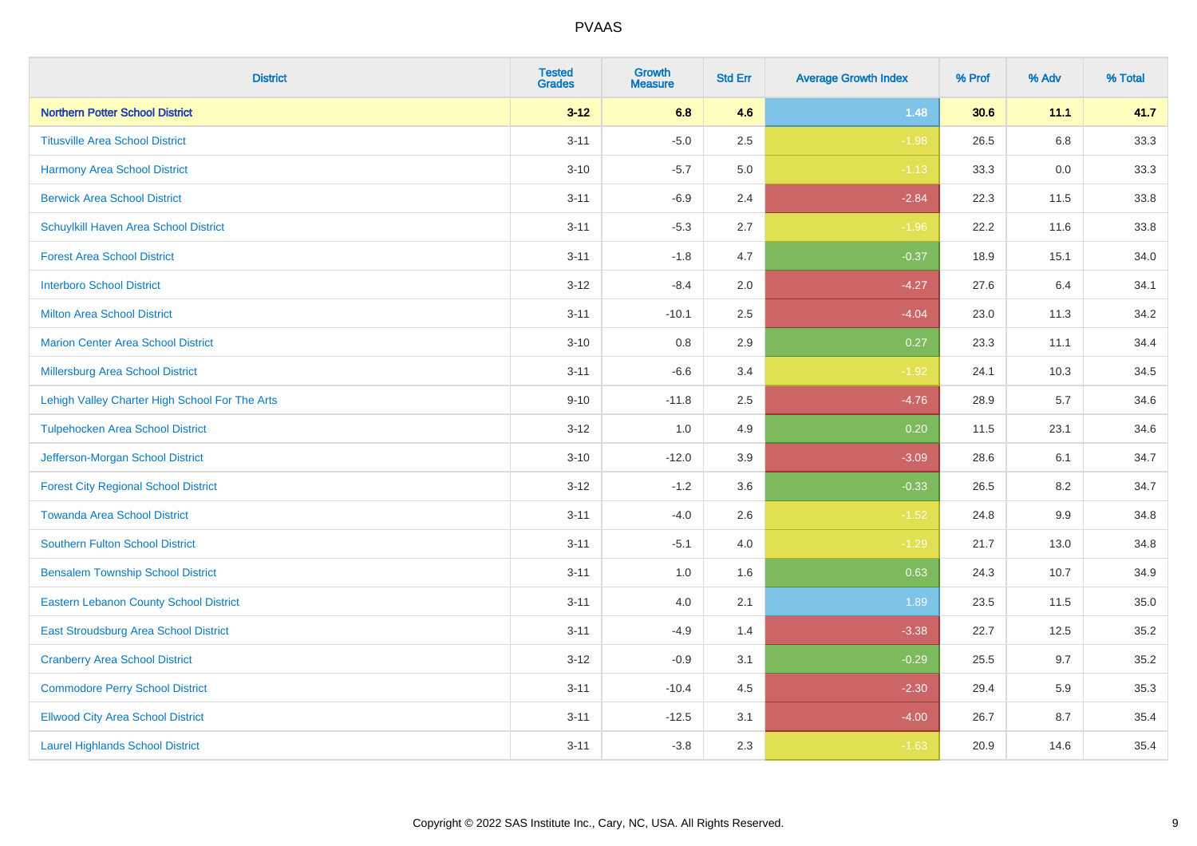# PVAAS

| District | Tested Grades | Growth Measure | Std Err | Average Growth Index | % Prof | % Adv | % Total |
|---|---|---|---|---|---|---|---|
| **Northern Potter School District** | **3-12** | **6.8** | **4.6** | **1.48** | **30.6** | **11.1** | **41.7** |
| Titusville Area School District | 3-11 | -5.0 | 2.5 | -1.98 | 26.5 | 6.8 | 33.3 |
| Harmony Area School District | 3-10 | -5.7 | 5.0 | -1.13 | 33.3 | 0.0 | 33.3 |
| Berwick Area School District | 3-11 | -6.9 | 2.4 | -2.84 | 22.3 | 11.5 | 33.8 |
| Schuylkill Haven Area School District | 3-11 | -5.3 | 2.7 | -1.96 | 22.2 | 11.6 | 33.8 |
| Forest Area School District | 3-11 | -1.8 | 4.7 | -0.37 | 18.9 | 15.1 | 34.0 |
| Interboro School District | 3-12 | -8.4 | 2.0 | -4.27 | 27.6 | 6.4 | 34.1 |
| Milton Area School District | 3-11 | -10.1 | 2.5 | -4.04 | 23.0 | 11.3 | 34.2 |
| Marion Center Area School District | 3-10 | 0.8 | 2.9 | 0.27 | 23.3 | 11.1 | 34.4 |
| Millersburg Area School District | 3-11 | -6.6 | 3.4 | -1.92 | 24.1 | 10.3 | 34.5 |
| Lehigh Valley Charter High School For The Arts | 9-10 | -11.8 | 2.5 | -4.76 | 28.9 | 5.7 | 34.6 |
| Tulpehocken Area School District | 3-12 | 1.0 | 4.9 | 0.20 | 11.5 | 23.1 | 34.6 |
| Jefferson-Morgan School District | 3-10 | -12.0 | 3.9 | -3.09 | 28.6 | 6.1 | 34.7 |
| Forest City Regional School District | 3-12 | -1.2 | 3.6 | -0.33 | 26.5 | 8.2 | 34.7 |
| Towanda Area School District | 3-11 | -4.0 | 2.6 | -1.52 | 24.8 | 9.9 | 34.8 |
| Southern Fulton School District | 3-11 | -5.1 | 4.0 | -1.29 | 21.7 | 13.0 | 34.8 |
| Bensalem Township School District | 3-11 | 1.0 | 1.6 | 0.63 | 24.3 | 10.7 | 34.9 |
| Eastern Lebanon County School District | 3-11 | 4.0 | 2.1 | 1.89 | 23.5 | 11.5 | 35.0 |
| East Stroudsburg Area School District | 3-11 | -4.9 | 1.4 | -3.38 | 22.7 | 12.5 | 35.2 |
| Cranberry Area School District | 3-12 | -0.9 | 3.1 | -0.29 | 25.5 | 9.7 | 35.2 |
| Commodore Perry School District | 3-11 | -10.4 | 4.5 | -2.30 | 29.4 | 5.9 | 35.3 |
| Ellwood City Area School District | 3-11 | -12.5 | 3.1 | -4.00 | 26.7 | 8.7 | 35.4 |
| Laurel Highlands School District | 3-11 | -3.8 | 2.3 | -1.63 | 20.9 | 14.6 | 35.4 |

Copyright © 2022 SAS Institute Inc., Cary, NC, USA. All Rights Reserved.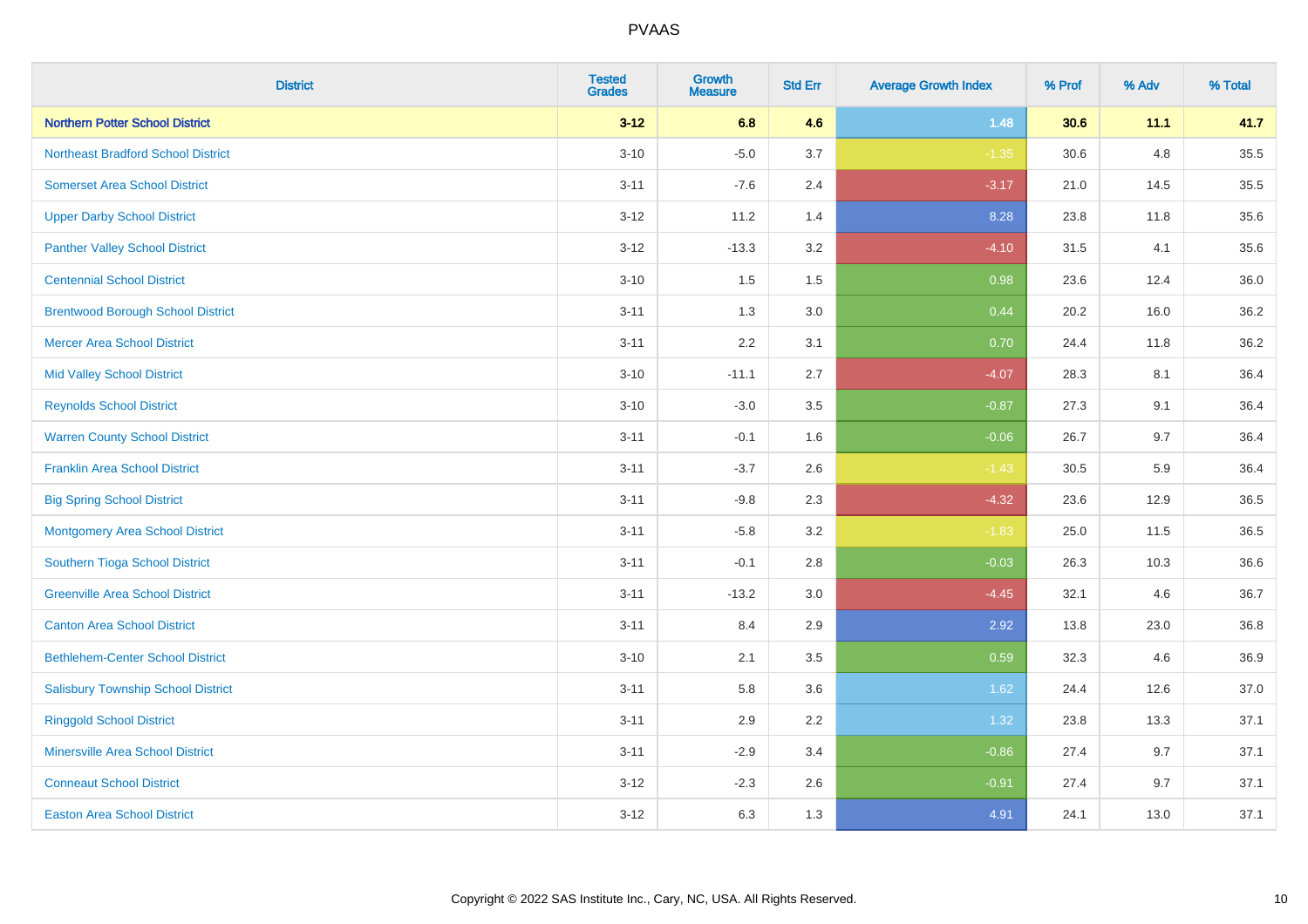| District | Tested Grades | Growth Measure | Std Err | Average Growth Index | % Prof | % Adv | % Total |
|---|---|---|---|---|---|---|---|
| **Northern Potter School District** | **3-12** | **6.8** | **4.6** | **1.48** | **30.6** | **11.1** | **41.7** |
| Northeast Bradford School District | 3-10 | -5.0 | 3.7 | -1.35 | 30.6 | 4.8 | 35.5 |
| Somerset Area School District | 3-11 | -7.6 | 2.4 | -3.17 | 21.0 | 14.5 | 35.5 |
| Upper Darby School District | 3-12 | 11.2 | 1.4 | 8.28 | 23.8 | 11.8 | 35.6 |
| Panther Valley School District | 3-12 | -13.3 | 3.2 | -4.10 | 31.5 | 4.1 | 35.6 |
| Centennial School District | 3-10 | 1.5 | 1.5 | 0.98 | 23.6 | 12.4 | 36.0 |
| Brentwood Borough School District | 3-11 | 1.3 | 3.0 | 0.44 | 20.2 | 16.0 | 36.2 |
| Mercer Area School District | 3-11 | 2.2 | 3.1 | 0.70 | 24.4 | 11.8 | 36.2 |
| Mid Valley School District | 3-10 | -11.1 | 2.7 | -4.07 | 28.3 | 8.1 | 36.4 |
| Reynolds School District | 3-10 | -3.0 | 3.5 | -0.87 | 27.3 | 9.1 | 36.4 |
| Warren County School District | 3-11 | -0.1 | 1.6 | -0.06 | 26.7 | 9.7 | 36.4 |
| Franklin Area School District | 3-11 | -3.7 | 2.6 | -1.43 | 30.5 | 5.9 | 36.4 |
| Big Spring School District | 3-11 | -9.8 | 2.3 | -4.32 | 23.6 | 12.9 | 36.5 |
| Montgomery Area School District | 3-11 | -5.8 | 3.2 | -1.83 | 25.0 | 11.5 | 36.5 |
| Southern Tioga School District | 3-11 | -0.1 | 2.8 | -0.03 | 26.3 | 10.3 | 36.6 |
| Greenville Area School District | 3-11 | -13.2 | 3.0 | -4.45 | 32.1 | 4.6 | 36.7 |
| Canton Area School District | 3-11 | 8.4 | 2.9 | 2.92 | 13.8 | 23.0 | 36.8 |
| Bethlehem-Center School District | 3-10 | 2.1 | 3.5 | 0.59 | 32.3 | 4.6 | 36.9 |
| Salisbury Township School District | 3-11 | 5.8 | 3.6 | 1.62 | 24.4 | 12.6 | 37.0 |
| Ringgold School District | 3-11 | 2.9 | 2.2 | 1.32 | 23.8 | 13.3 | 37.1 |
| Minersville Area School District | 3-11 | -2.9 | 3.4 | -0.86 | 27.4 | 9.7 | 37.1 |
| Conneaut School District | 3-12 | -2.3 | 2.6 | -0.91 | 27.4 | 9.7 | 37.1 |
| Easton Area School District | 3-12 | 6.3 | 1.3 | 4.91 | 24.1 | 13.0 | 37.1 |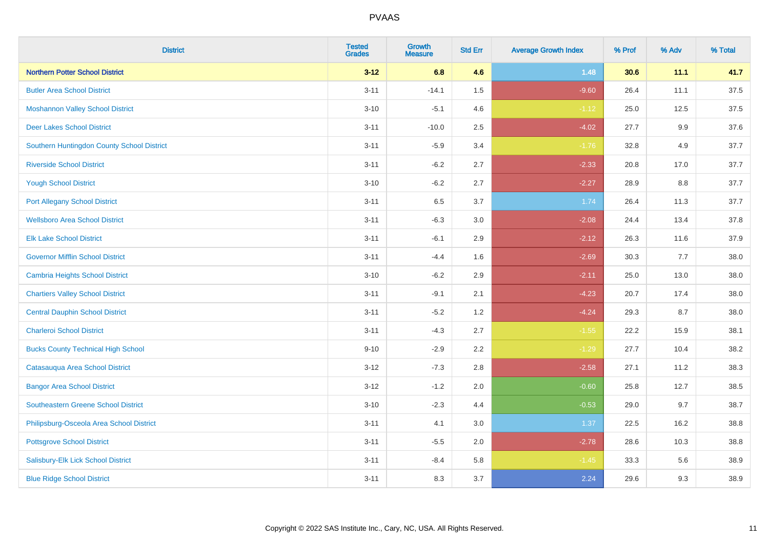| District | Tested Grades | Growth Measure | Std Err | Average Growth Index | % Prof | % Adv | % Total |
|---|---|---|---|---|---|---|---|
| **Northern Potter School District** | **3-12** | **6.8** | **4.6** | **1.48** | **30.6** | **11.1** | **41.7** |
| Butler Area School District | 3-11 | -14.1 | 1.5 | -9.60 | 26.4 | 11.1 | 37.5 |
| Moshannon Valley School District | 3-10 | -5.1 | 4.6 | -1.12 | 25.0 | 12.5 | 37.5 |
| Deer Lakes School District | 3-11 | -10.0 | 2.5 | -4.02 | 27.7 | 9.9 | 37.6 |
| Southern Huntingdon County School District | 3-11 | -5.9 | 3.4 | -1.76 | 32.8 | 4.9 | 37.7 |
| Riverside School District | 3-11 | -6.2 | 2.7 | -2.33 | 20.8 | 17.0 | 37.7 |
| Yough School District | 3-10 | -6.2 | 2.7 | -2.27 | 28.9 | 8.8 | 37.7 |
| Port Allegany School District | 3-11 | 6.5 | 3.7 | 1.74 | 26.4 | 11.3 | 37.7 |
| Wellsboro Area School District | 3-11 | -6.3 | 3.0 | -2.08 | 24.4 | 13.4 | 37.8 |
| Elk Lake School District | 3-11 | -6.1 | 2.9 | -2.12 | 26.3 | 11.6 | 37.9 |
| Governor Mifflin School District | 3-11 | -4.4 | 1.6 | -2.69 | 30.3 | 7.7 | 38.0 |
| Cambria Heights School District | 3-10 | -6.2 | 2.9 | -2.11 | 25.0 | 13.0 | 38.0 |
| Chartiers Valley School District | 3-11 | -9.1 | 2.1 | -4.23 | 20.7 | 17.4 | 38.0 |
| Central Dauphin School District | 3-11 | -5.2 | 1.2 | -4.24 | 29.3 | 8.7 | 38.0 |
| Charleroi School District | 3-11 | -4.3 | 2.7 | -1.55 | 22.2 | 15.9 | 38.1 |
| Bucks County Technical High School | 9-10 | -2.9 | 2.2 | -1.29 | 27.7 | 10.4 | 38.2 |
| Catasauqua Area School District | 3-12 | -7.3 | 2.8 | -2.58 | 27.1 | 11.2 | 38.3 |
| Bangor Area School District | 3-12 | -1.2 | 2.0 | -0.60 | 25.8 | 12.7 | 38.5 |
| Southeastern Greene School District | 3-10 | -2.3 | 4.4 | -0.53 | 29.0 | 9.7 | 38.7 |
| Philipsburg-Osceola Area School District | 3-11 | 4.1 | 3.0 | 1.37 | 22.5 | 16.2 | 38.8 |
| Pottsgrove School District | 3-11 | -5.5 | 2.0 | -2.78 | 28.6 | 10.3 | 38.8 |
| Salisbury-Elk Lick School District | 3-11 | -8.4 | 5.8 | -1.45 | 33.3 | 5.6 | 38.9 |
| Blue Ridge School District | 3-11 | 8.3 | 3.7 | 2.24 | 29.6 | 9.3 | 38.9 |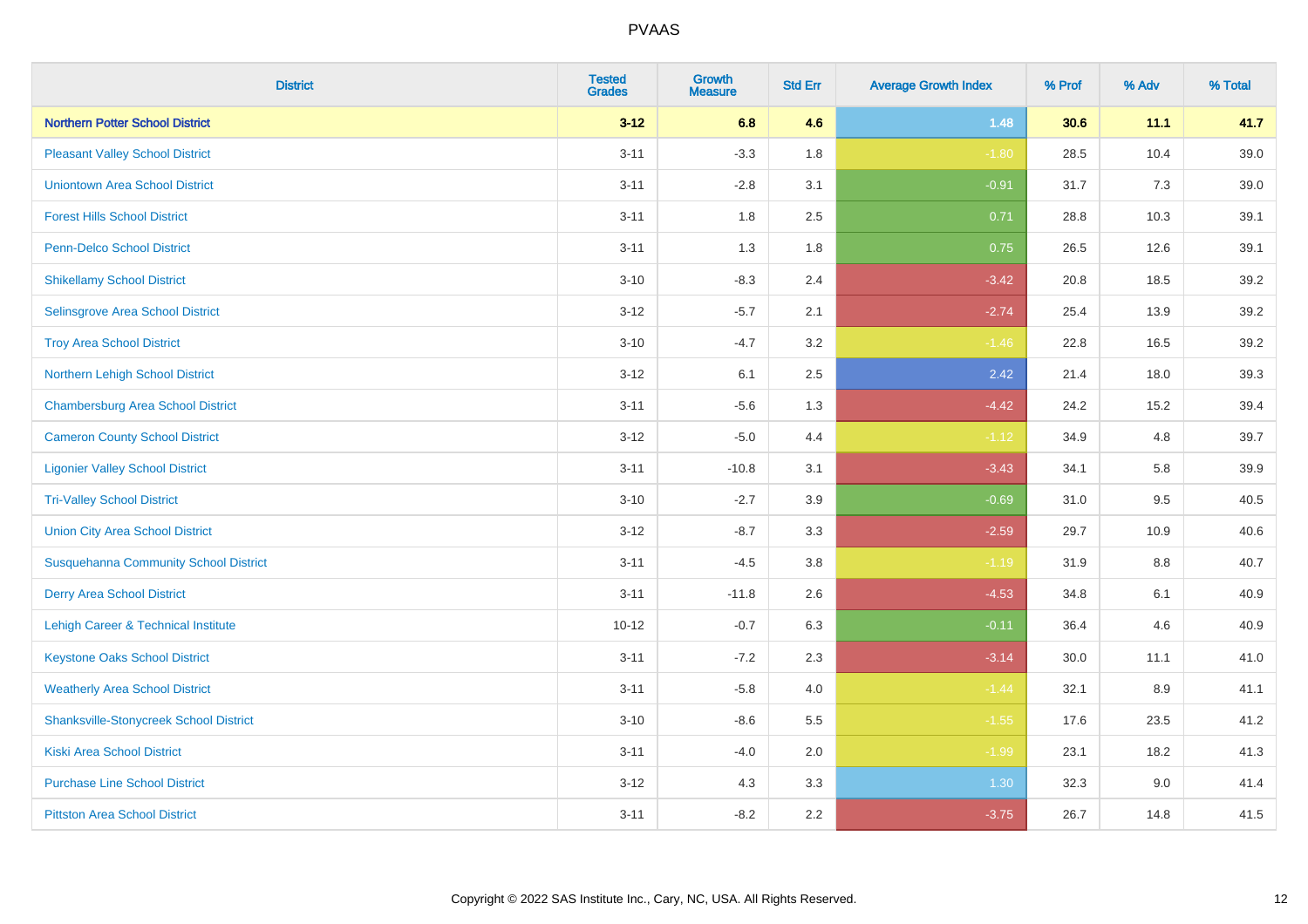# PVAAS

| District | Tested Grades | Growth Measure | Std Err | Average Growth Index | % Prof | % Adv | % Total |
|---|---|---|---|---|---|---|---|
| **Northern Potter School District** | **3-12** | **6.8** | **4.6** | **1.48** | **30.6** | **11.1** | **41.7** |
| Pleasant Valley School District | 3-11 | -3.3 | 1.8 | -1.80 | 28.5 | 10.4 | 39.0 |
| Uniontown Area School District | 3-11 | -2.8 | 3.1 | -0.91 | 31.7 | 7.3 | 39.0 |
| Forest Hills School District | 3-11 | 1.8 | 2.5 | 0.71 | 28.8 | 10.3 | 39.1 |
| Penn-Delco School District | 3-11 | 1.3 | 1.8 | 0.75 | 26.5 | 12.6 | 39.1 |
| Shikellamy School District | 3-10 | -8.3 | 2.4 | -3.42 | 20.8 | 18.5 | 39.2 |
| Selinsgrove Area School District | 3-12 | -5.7 | 2.1 | -2.74 | 25.4 | 13.9 | 39.2 |
| Troy Area School District | 3-10 | -4.7 | 3.2 | -1.46 | 22.8 | 16.5 | 39.2 |
| Northern Lehigh School District | 3-12 | 6.1 | 2.5 | 2.42 | 21.4 | 18.0 | 39.3 |
| Chambersburg Area School District | 3-11 | -5.6 | 1.3 | -4.42 | 24.2 | 15.2 | 39.4 |
| Cameron County School District | 3-12 | -5.0 | 4.4 | -1.12 | 34.9 | 4.8 | 39.7 |
| Ligonier Valley School District | 3-11 | -10.8 | 3.1 | -3.43 | 34.1 | 5.8 | 39.9 |
| Tri-Valley School District | 3-10 | -2.7 | 3.9 | -0.69 | 31.0 | 9.5 | 40.5 |
| Union City Area School District | 3-12 | -8.7 | 3.3 | -2.59 | 29.7 | 10.9 | 40.6 |
| Susquehanna Community School District | 3-11 | -4.5 | 3.8 | -1.19 | 31.9 | 8.8 | 40.7 |
| Derry Area School District | 3-11 | -11.8 | 2.6 | -4.53 | 34.8 | 6.1 | 40.9 |
| Lehigh Career & Technical Institute | 10-12 | -0.7 | 6.3 | -0.11 | 36.4 | 4.6 | 40.9 |
| Keystone Oaks School District | 3-11 | -7.2 | 2.3 | -3.14 | 30.0 | 11.1 | 41.0 |
| Weatherly Area School District | 3-11 | -5.8 | 4.0 | -1.44 | 32.1 | 8.9 | 41.1 |
| Shanksville-Stonycreek School District | 3-10 | -8.6 | 5.5 | -1.55 | 17.6 | 23.5 | 41.2 |
| Kiski Area School District | 3-11 | -4.0 | 2.0 | -1.99 | 23.1 | 18.2 | 41.3 |
| Purchase Line School District | 3-12 | 4.3 | 3.3 | 1.30 | 32.3 | 9.0 | 41.4 |
| Pittston Area School District | 3-11 | -8.2 | 2.2 | -3.75 | 26.7 | 14.8 | 41.5 |

Copyright © 2022 SAS Institute Inc., Cary, NC, USA. All Rights Reserved.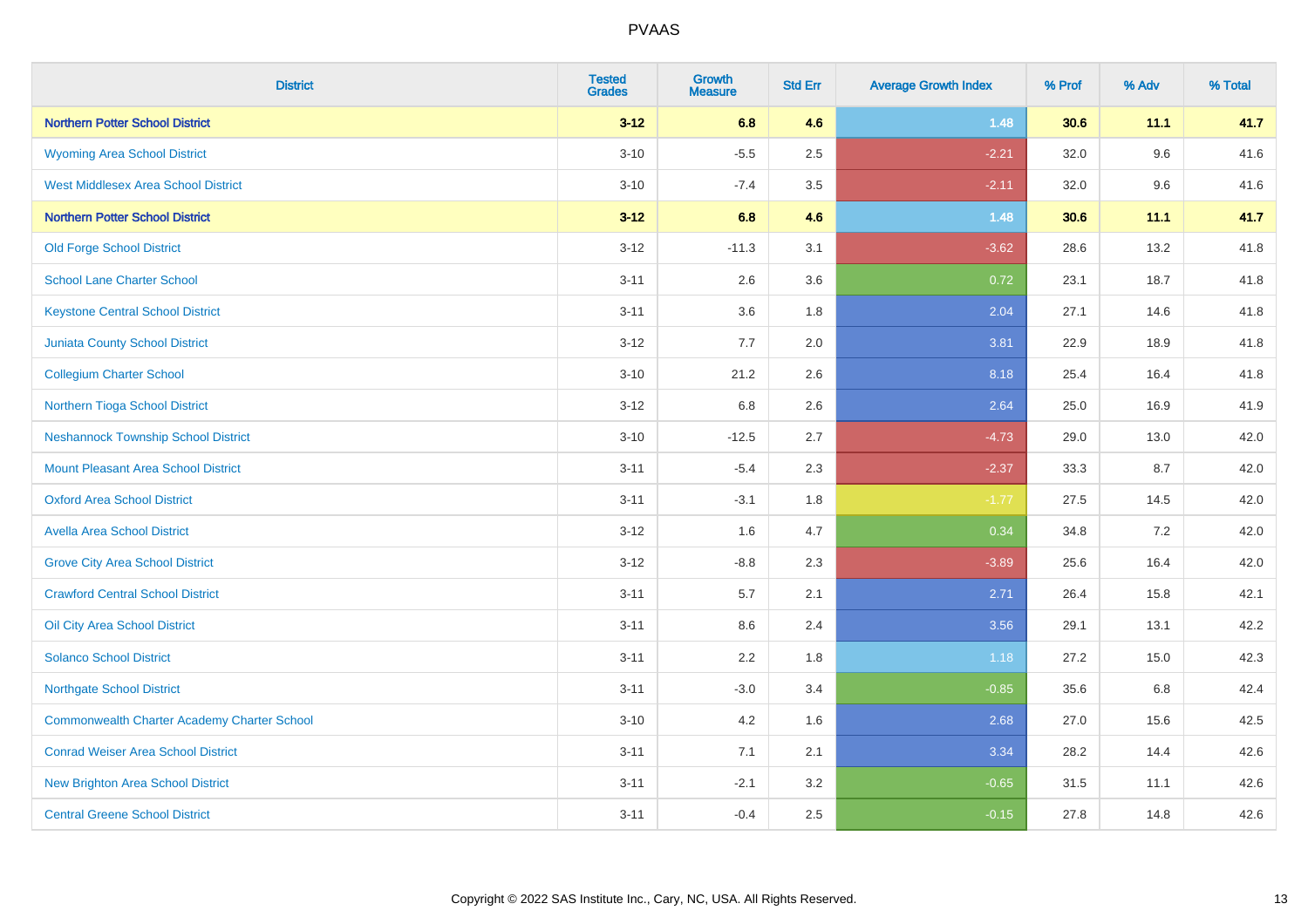PVAAS

| District | Tested Grades | Growth Measure | Std Err | Average Growth Index | % Prof | % Adv | % Total |
|---|---|---|---|---|---|---|---|
| **Northern Potter School District** | **3-12** | **6.8** | **4.6** | **1.48** | **30.6** | **11.1** | **41.7** |
| Wyoming Area School District | 3-10 | -5.5 | 2.5 | -2.21 | 32.0 | 9.6 | 41.6 |
| West Middlesex Area School District | 3-10 | -7.4 | 3.5 | -2.11 | 32.0 | 9.6 | 41.6 |
| **Northern Potter School District** | **3-12** | **6.8** | **4.6** | **1.48** | **30.6** | **11.1** | **41.7** |
| Old Forge School District | 3-12 | -11.3 | 3.1 | -3.62 | 28.6 | 13.2 | 41.8 |
| School Lane Charter School | 3-11 | 2.6 | 3.6 | 0.72 | 23.1 | 18.7 | 41.8 |
| Keystone Central School District | 3-11 | 3.6 | 1.8 | 2.04 | 27.1 | 14.6 | 41.8 |
| Juniata County School District | 3-12 | 7.7 | 2.0 | 3.81 | 22.9 | 18.9 | 41.8 |
| Collegium Charter School | 3-10 | 21.2 | 2.6 | 8.18 | 25.4 | 16.4 | 41.8 |
| Northern Tioga School District | 3-12 | 6.8 | 2.6 | 2.64 | 25.0 | 16.9 | 41.9 |
| Neshannock Township School District | 3-10 | -12.5 | 2.7 | -4.73 | 29.0 | 13.0 | 42.0 |
| Mount Pleasant Area School District | 3-11 | -5.4 | 2.3 | -2.37 | 33.3 | 8.7 | 42.0 |
| Oxford Area School District | 3-11 | -3.1 | 1.8 | -1.77 | 27.5 | 14.5 | 42.0 |
| Avella Area School District | 3-12 | 1.6 | 4.7 | 0.34 | 34.8 | 7.2 | 42.0 |
| Grove City Area School District | 3-12 | -8.8 | 2.3 | -3.89 | 25.6 | 16.4 | 42.0 |
| Crawford Central School District | 3-11 | 5.7 | 2.1 | 2.71 | 26.4 | 15.8 | 42.1 |
| Oil City Area School District | 3-11 | 8.6 | 2.4 | 3.56 | 29.1 | 13.1 | 42.2 |
| Solanco School District | 3-11 | 2.2 | 1.8 | 1.18 | 27.2 | 15.0 | 42.3 |
| Northgate School District | 3-11 | -3.0 | 3.4 | -0.85 | 35.6 | 6.8 | 42.4 |
| Commonwealth Charter Academy Charter School | 3-10 | 4.2 | 1.6 | 2.68 | 27.0 | 15.6 | 42.5 |
| Conrad Weiser Area School District | 3-11 | 7.1 | 2.1 | 3.34 | 28.2 | 14.4 | 42.6 |
| New Brighton Area School District | 3-11 | -2.1 | 3.2 | -0.65 | 31.5 | 11.1 | 42.6 |
| Central Greene School District | 3-11 | -0.4 | 2.5 | -0.15 | 27.8 | 14.8 | 42.6 |

Copyright © 2022 SAS Institute Inc., Cary, NC, USA. All Rights Reserved.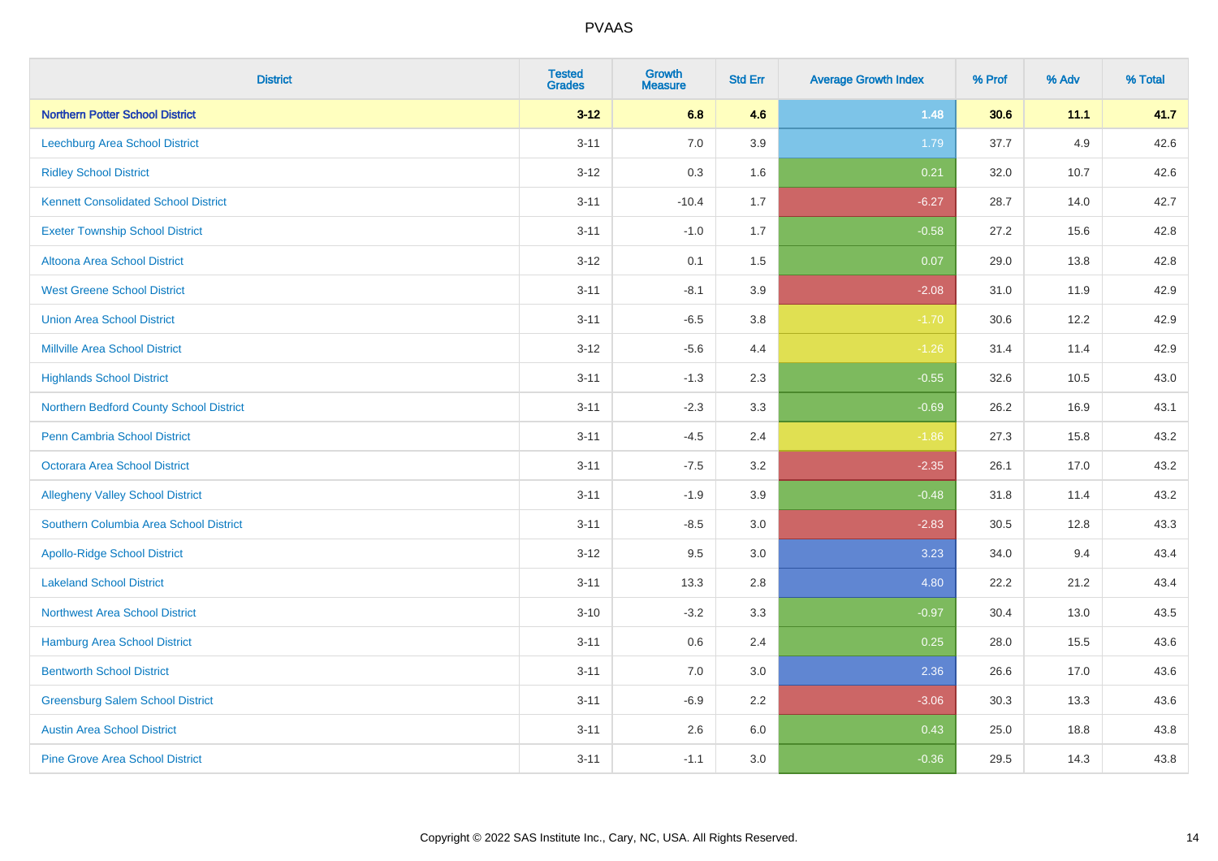| District | Tested Grades | Growth Measure | Std Err | Average Growth Index | % Prof | % Adv | % Total |
|---|---|---|---|---|---|---|---|
| **Northern Potter School District** | **3-12** | **6.8** | **4.6** | **1.48** | **30.6** | **11.1** | **41.7** |
| Leechburg Area School District | 3-11 | 7.0 | 3.9 | 1.79 | 37.7 | 4.9 | 42.6 |
| Ridley School District | 3-12 | 0.3 | 1.6 | 0.21 | 32.0 | 10.7 | 42.6 |
| Kennett Consolidated School District | 3-11 | -10.4 | 1.7 | -6.27 | 28.7 | 14.0 | 42.7 |
| Exeter Township School District | 3-11 | -1.0 | 1.7 | -0.58 | 27.2 | 15.6 | 42.8 |
| Altoona Area School District | 3-12 | 0.1 | 1.5 | 0.07 | 29.0 | 13.8 | 42.8 |
| West Greene School District | 3-11 | -8.1 | 3.9 | -2.08 | 31.0 | 11.9 | 42.9 |
| Union Area School District | 3-11 | -6.5 | 3.8 | -1.70 | 30.6 | 12.2 | 42.9 |
| Millville Area School District | 3-12 | -5.6 | 4.4 | -1.26 | 31.4 | 11.4 | 42.9 |
| Highlands School District | 3-11 | -1.3 | 2.3 | -0.55 | 32.6 | 10.5 | 43.0 |
| Northern Bedford County School District | 3-11 | -2.3 | 3.3 | -0.69 | 26.2 | 16.9 | 43.1 |
| Penn Cambria School District | 3-11 | -4.5 | 2.4 | -1.86 | 27.3 | 15.8 | 43.2 |
| Octorara Area School District | 3-11 | -7.5 | 3.2 | -2.35 | 26.1 | 17.0 | 43.2 |
| Allegheny Valley School District | 3-11 | -1.9 | 3.9 | -0.48 | 31.8 | 11.4 | 43.2 |
| Southern Columbia Area School District | 3-11 | -8.5 | 3.0 | -2.83 | 30.5 | 12.8 | 43.3 |
| Apollo-Ridge School District | 3-12 | 9.5 | 3.0 | 3.23 | 34.0 | 9.4 | 43.4 |
| Lakeland School District | 3-11 | 13.3 | 2.8 | 4.80 | 22.2 | 21.2 | 43.4 |
| Northwest Area School District | 3-10 | -3.2 | 3.3 | -0.97 | 30.4 | 13.0 | 43.5 |
| Hamburg Area School District | 3-11 | 0.6 | 2.4 | 0.25 | 28.0 | 15.5 | 43.6 |
| Bentworth School District | 3-11 | 7.0 | 3.0 | 2.36 | 26.6 | 17.0 | 43.6 |
| Greensburg Salem School District | 3-11 | -6.9 | 2.2 | -3.06 | 30.3 | 13.3 | 43.6 |
| Austin Area School District | 3-11 | 2.6 | 6.0 | 0.43 | 25.0 | 18.8 | 43.8 |
| Pine Grove Area School District | 3-11 | -1.1 | 3.0 | -0.36 | 29.5 | 14.3 | 43.8 |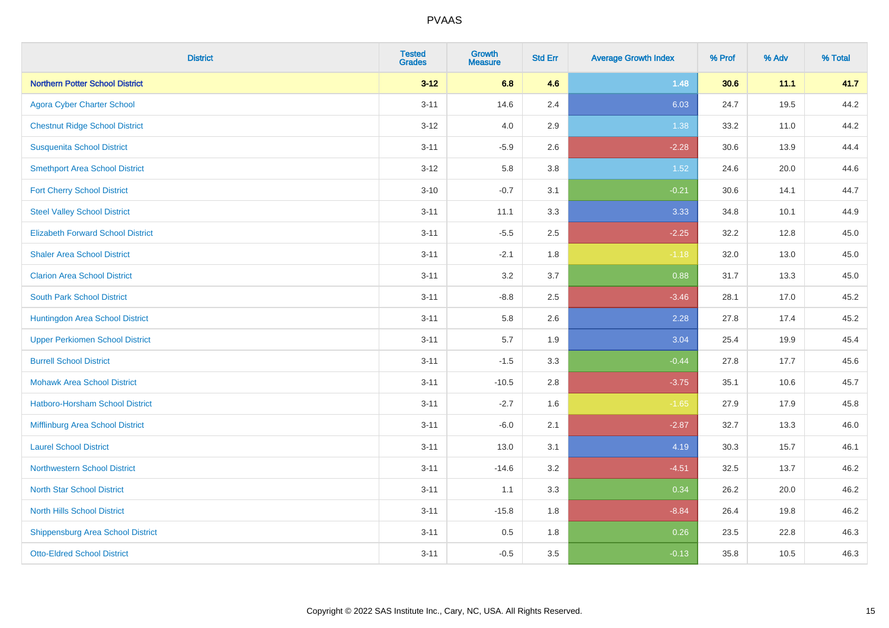| District | Tested Grades | Growth Measure | Std Err | Average Growth Index | % Prof | % Adv | % Total |
|---|---|---|---|---|---|---|---|
| **Northern Potter School District** | **3-12** | **6.8** | **4.6** | **1.48** | **30.6** | **11.1** | **41.7** |
| Agora Cyber Charter School | 3-11 | 14.6 | 2.4 | 6.03 | 24.7 | 19.5 | 44.2 |
| Chestnut Ridge School District | 3-12 | 4.0 | 2.9 | 1.38 | 33.2 | 11.0 | 44.2 |
| Susquenita School District | 3-11 | -5.9 | 2.6 | -2.28 | 30.6 | 13.9 | 44.4 |
| Smethport Area School District | 3-12 | 5.8 | 3.8 | 1.52 | 24.6 | 20.0 | 44.6 |
| Fort Cherry School District | 3-10 | -0.7 | 3.1 | -0.21 | 30.6 | 14.1 | 44.7 |
| Steel Valley School District | 3-11 | 11.1 | 3.3 | 3.33 | 34.8 | 10.1 | 44.9 |
| Elizabeth Forward School District | 3-11 | -5.5 | 2.5 | -2.25 | 32.2 | 12.8 | 45.0 |
| Shaler Area School District | 3-11 | -2.1 | 1.8 | -1.18 | 32.0 | 13.0 | 45.0 |
| Clarion Area School District | 3-11 | 3.2 | 3.7 | 0.88 | 31.7 | 13.3 | 45.0 |
| South Park School District | 3-11 | -8.8 | 2.5 | -3.46 | 28.1 | 17.0 | 45.2 |
| Huntingdon Area School District | 3-11 | 5.8 | 2.6 | 2.28 | 27.8 | 17.4 | 45.2 |
| Upper Perkiomen School District | 3-11 | 5.7 | 1.9 | 3.04 | 25.4 | 19.9 | 45.4 |
| Burrell School District | 3-11 | -1.5 | 3.3 | -0.44 | 27.8 | 17.7 | 45.6 |
| Mohawk Area School District | 3-11 | -10.5 | 2.8 | -3.75 | 35.1 | 10.6 | 45.7 |
| Hatboro-Horsham School District | 3-11 | -2.7 | 1.6 | -1.65 | 27.9 | 17.9 | 45.8 |
| Mifflinburg Area School District | 3-11 | -6.0 | 2.1 | -2.87 | 32.7 | 13.3 | 46.0 |
| Laurel School District | 3-11 | 13.0 | 3.1 | 4.19 | 30.3 | 15.7 | 46.1 |
| Northwestern School District | 3-11 | -14.6 | 3.2 | -4.51 | 32.5 | 13.7 | 46.2 |
| North Star School District | 3-11 | 1.1 | 3.3 | 0.34 | 26.2 | 20.0 | 46.2 |
| North Hills School District | 3-11 | -15.8 | 1.8 | -8.84 | 26.4 | 19.8 | 46.2 |
| Shippensburg Area School District | 3-11 | 0.5 | 1.8 | 0.26 | 23.5 | 22.8 | 46.3 |
| Otto-Eldred School District | 3-11 | -0.5 | 3.5 | -0.13 | 35.8 | 10.5 | 46.3 |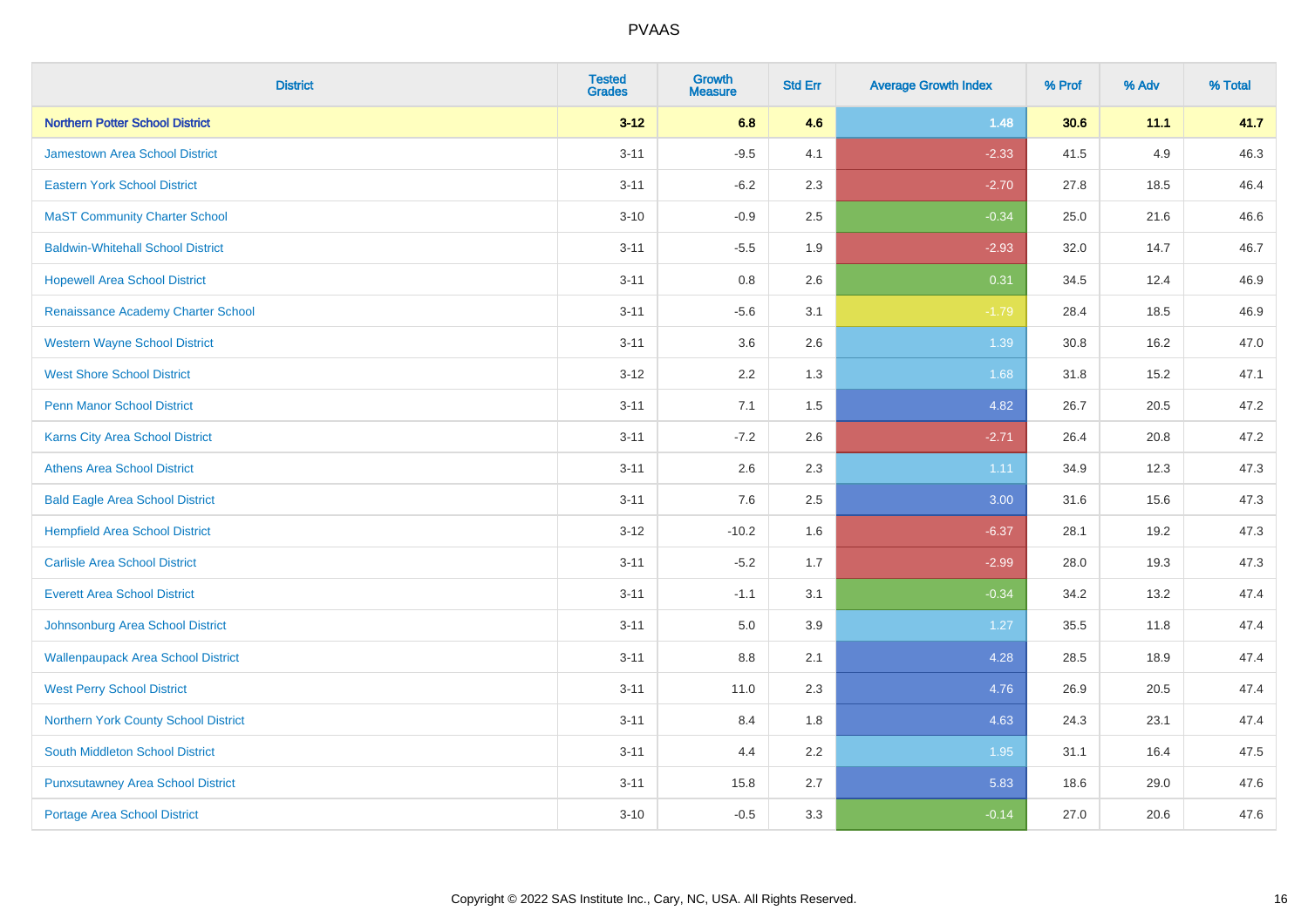| District | Tested Grades | Growth Measure | Std Err | Average Growth Index | % Prof | % Adv | % Total |
|---|---|---|---|---|---|---|---|
| **Northern Potter School District** | **3-12** | **6.8** | **4.6** | **1.48** | **30.6** | **11.1** | **41.7** |
| Jamestown Area School District | 3-11 | -9.5 | 4.1 | -2.33 | 41.5 | 4.9 | 46.3 |
| Eastern York School District | 3-11 | -6.2 | 2.3 | -2.70 | 27.8 | 18.5 | 46.4 |
| MaST Community Charter School | 3-10 | -0.9 | 2.5 | -0.34 | 25.0 | 21.6 | 46.6 |
| Baldwin-Whitehall School District | 3-11 | -5.5 | 1.9 | -2.93 | 32.0 | 14.7 | 46.7 |
| Hopewell Area School District | 3-11 | 0.8 | 2.6 | 0.31 | 34.5 | 12.4 | 46.9 |
| Renaissance Academy Charter School | 3-11 | -5.6 | 3.1 | -1.79 | 28.4 | 18.5 | 46.9 |
| Western Wayne School District | 3-11 | 3.6 | 2.6 | 1.39 | 30.8 | 16.2 | 47.0 |
| West Shore School District | 3-12 | 2.2 | 1.3 | 1.68 | 31.8 | 15.2 | 47.1 |
| Penn Manor School District | 3-11 | 7.1 | 1.5 | 4.82 | 26.7 | 20.5 | 47.2 |
| Karns City Area School District | 3-11 | -7.2 | 2.6 | -2.71 | 26.4 | 20.8 | 47.2 |
| Athens Area School District | 3-11 | 2.6 | 2.3 | 1.11 | 34.9 | 12.3 | 47.3 |
| Bald Eagle Area School District | 3-11 | 7.6 | 2.5 | 3.00 | 31.6 | 15.6 | 47.3 |
| Hempfield Area School District | 3-12 | -10.2 | 1.6 | -6.37 | 28.1 | 19.2 | 47.3 |
| Carlisle Area School District | 3-11 | -5.2 | 1.7 | -2.99 | 28.0 | 19.3 | 47.3 |
| Everett Area School District | 3-11 | -1.1 | 3.1 | -0.34 | 34.2 | 13.2 | 47.4 |
| Johnsonburg Area School District | 3-11 | 5.0 | 3.9 | 1.27 | 35.5 | 11.8 | 47.4 |
| Wallenpaupack Area School District | 3-11 | 8.8 | 2.1 | 4.28 | 28.5 | 18.9 | 47.4 |
| West Perry School District | 3-11 | 11.0 | 2.3 | 4.76 | 26.9 | 20.5 | 47.4 |
| Northern York County School District | 3-11 | 8.4 | 1.8 | 4.63 | 24.3 | 23.1 | 47.4 |
| South Middleton School District | 3-11 | 4.4 | 2.2 | 1.95 | 31.1 | 16.4 | 47.5 |
| Punxsutawney Area School District | 3-11 | 15.8 | 2.7 | 5.83 | 18.6 | 29.0 | 47.6 |
| Portage Area School District | 3-10 | -0.5 | 3.3 | -0.14 | 27.0 | 20.6 | 47.6 |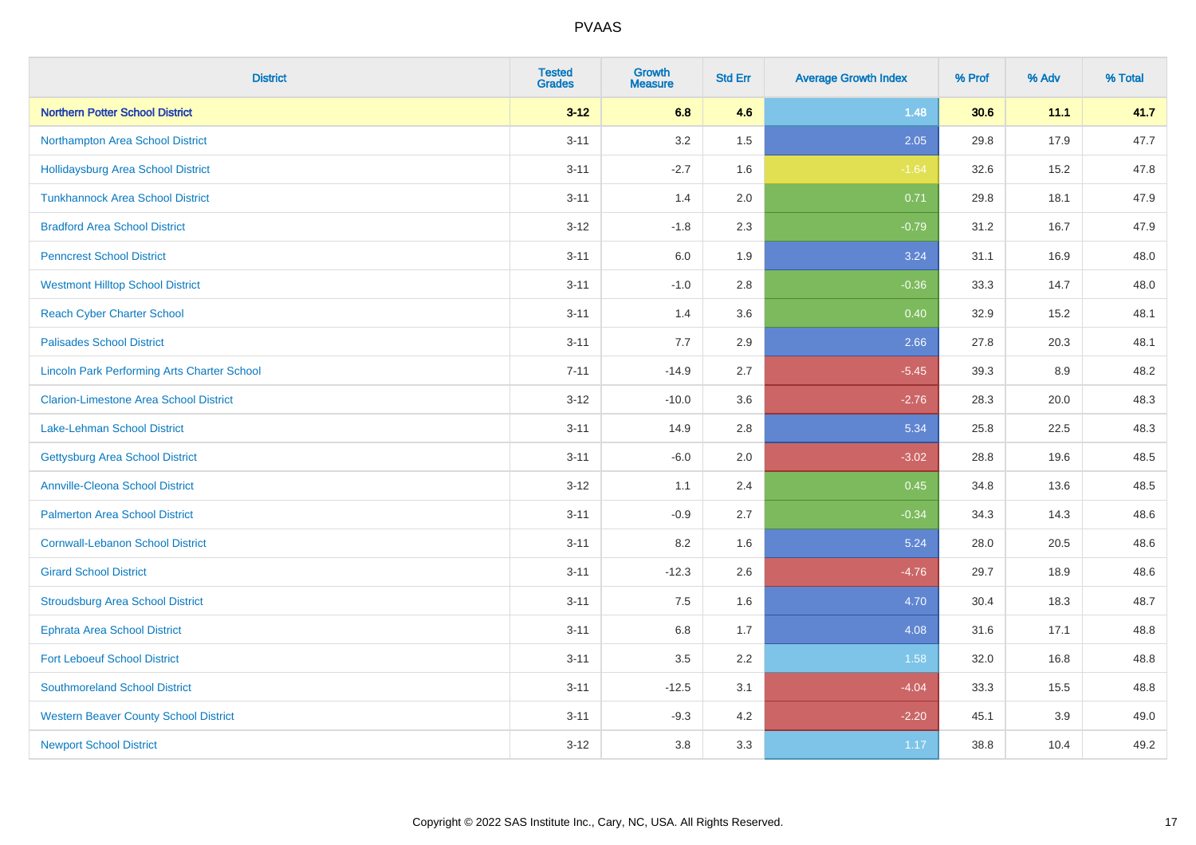# PVAAS

| District | Tested Grades | Growth Measure | Std Err | Average Growth Index | % Prof | % Adv | % Total |
|---|---|---|---|---|---|---|---|
| **Northern Potter School District** | **3-12** | **6.8** | **4.6** | **1.48** | **30.6** | **11.1** | **41.7** |
| Northampton Area School District | 3-11 | 3.2 | 1.5 | 2.05 | 29.8 | 17.9 | 47.7 |
| Hollidaysburg Area School District | 3-11 | -2.7 | 1.6 | -1.64 | 32.6 | 15.2 | 47.8 |
| Tunkhannock Area School District | 3-11 | 1.4 | 2.0 | 0.71 | 29.8 | 18.1 | 47.9 |
| Bradford Area School District | 3-12 | -1.8 | 2.3 | -0.79 | 31.2 | 16.7 | 47.9 |
| Penncrest School District | 3-11 | 6.0 | 1.9 | 3.24 | 31.1 | 16.9 | 48.0 |
| Westmont Hilltop School District | 3-11 | -1.0 | 2.8 | -0.36 | 33.3 | 14.7 | 48.0 |
| Reach Cyber Charter School | 3-11 | 1.4 | 3.6 | 0.40 | 32.9 | 15.2 | 48.1 |
| Palisades School District | 3-11 | 7.7 | 2.9 | 2.66 | 27.8 | 20.3 | 48.1 |
| Lincoln Park Performing Arts Charter School | 7-11 | -14.9 | 2.7 | -5.45 | 39.3 | 8.9 | 48.2 |
| Clarion-Limestone Area School District | 3-12 | -10.0 | 3.6 | -2.76 | 28.3 | 20.0 | 48.3 |
| Lake-Lehman School District | 3-11 | 14.9 | 2.8 | 5.34 | 25.8 | 22.5 | 48.3 |
| Gettysburg Area School District | 3-11 | -6.0 | 2.0 | -3.02 | 28.8 | 19.6 | 48.5 |
| Annville-Cleona School District | 3-12 | 1.1 | 2.4 | 0.45 | 34.8 | 13.6 | 48.5 |
| Palmerton Area School District | 3-11 | -0.9 | 2.7 | -0.34 | 34.3 | 14.3 | 48.6 |
| Cornwall-Lebanon School District | 3-11 | 8.2 | 1.6 | 5.24 | 28.0 | 20.5 | 48.6 |
| Girard School District | 3-11 | -12.3 | 2.6 | -4.76 | 29.7 | 18.9 | 48.6 |
| Stroudsburg Area School District | 3-11 | 7.5 | 1.6 | 4.70 | 30.4 | 18.3 | 48.7 |
| Ephrata Area School District | 3-11 | 6.8 | 1.7 | 4.08 | 31.6 | 17.1 | 48.8 |
| Fort Leboeuf School District | 3-11 | 3.5 | 2.2 | 1.58 | 32.0 | 16.8 | 48.8 |
| Southmoreland School District | 3-11 | -12.5 | 3.1 | -4.04 | 33.3 | 15.5 | 48.8 |
| Western Beaver County School District | 3-11 | -9.3 | 4.2 | -2.20 | 45.1 | 3.9 | 49.0 |
| Newport School District | 3-12 | 3.8 | 3.3 | 1.17 | 38.8 | 10.4 | 49.2 |

Copyright © 2022 SAS Institute Inc., Cary, NC, USA. All Rights Reserved.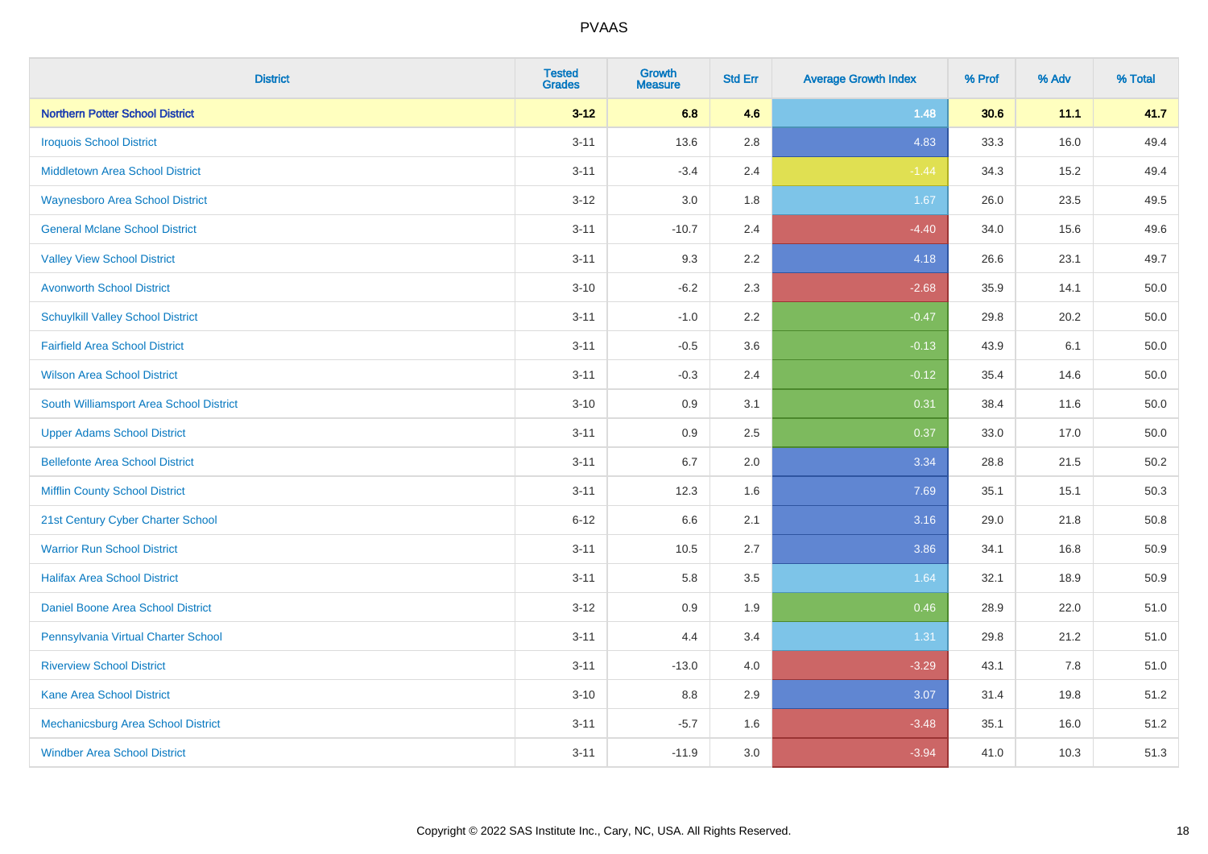| District | Tested Grades | Growth Measure | Std Err | Average Growth Index | % Prof | % Adv | % Total |
|---|---|---|---|---|---|---|---|
| **Northern Potter School District** | **3-12** | **6.8** | **4.6** | **1.48** | **30.6** | **11.1** | **41.7** |
| Iroquois School District | 3-11 | 13.6 | 2.8 | 4.83 | 33.3 | 16.0 | 49.4 |
| Middletown Area School District | 3-11 | -3.4 | 2.4 | -1.44 | 34.3 | 15.2 | 49.4 |
| Waynesboro Area School District | 3-12 | 3.0 | 1.8 | 1.67 | 26.0 | 23.5 | 49.5 |
| General Mclane School District | 3-11 | -10.7 | 2.4 | -4.40 | 34.0 | 15.6 | 49.6 |
| Valley View School District | 3-11 | 9.3 | 2.2 | 4.18 | 26.6 | 23.1 | 49.7 |
| Avonworth School District | 3-10 | -6.2 | 2.3 | -2.68 | 35.9 | 14.1 | 50.0 |
| Schuylkill Valley School District | 3-11 | -1.0 | 2.2 | -0.47 | 29.8 | 20.2 | 50.0 |
| Fairfield Area School District | 3-11 | -0.5 | 3.6 | -0.13 | 43.9 | 6.1 | 50.0 |
| Wilson Area School District | 3-11 | -0.3 | 2.4 | -0.12 | 35.4 | 14.6 | 50.0 |
| South Williamsport Area School District | 3-10 | 0.9 | 3.1 | 0.31 | 38.4 | 11.6 | 50.0 |
| Upper Adams School District | 3-11 | 0.9 | 2.5 | 0.37 | 33.0 | 17.0 | 50.0 |
| Bellefonte Area School District | 3-11 | 6.7 | 2.0 | 3.34 | 28.8 | 21.5 | 50.2 |
| Mifflin County School District | 3-11 | 12.3 | 1.6 | 7.69 | 35.1 | 15.1 | 50.3 |
| 21st Century Cyber Charter School | 6-12 | 6.6 | 2.1 | 3.16 | 29.0 | 21.8 | 50.8 |
| Warrior Run School District | 3-11 | 10.5 | 2.7 | 3.86 | 34.1 | 16.8 | 50.9 |
| Halifax Area School District | 3-11 | 5.8 | 3.5 | 1.64 | 32.1 | 18.9 | 50.9 |
| Daniel Boone Area School District | 3-12 | 0.9 | 1.9 | 0.46 | 28.9 | 22.0 | 51.0 |
| Pennsylvania Virtual Charter School | 3-11 | 4.4 | 3.4 | 1.31 | 29.8 | 21.2 | 51.0 |
| Riverview School District | 3-11 | -13.0 | 4.0 | -3.29 | 43.1 | 7.8 | 51.0 |
| Kane Area School District | 3-10 | 8.8 | 2.9 | 3.07 | 31.4 | 19.8 | 51.2 |
| Mechanicsburg Area School District | 3-11 | -5.7 | 1.6 | -3.48 | 35.1 | 16.0 | 51.2 |
| Windber Area School District | 3-11 | -11.9 | 3.0 | -3.94 | 41.0 | 10.3 | 51.3 |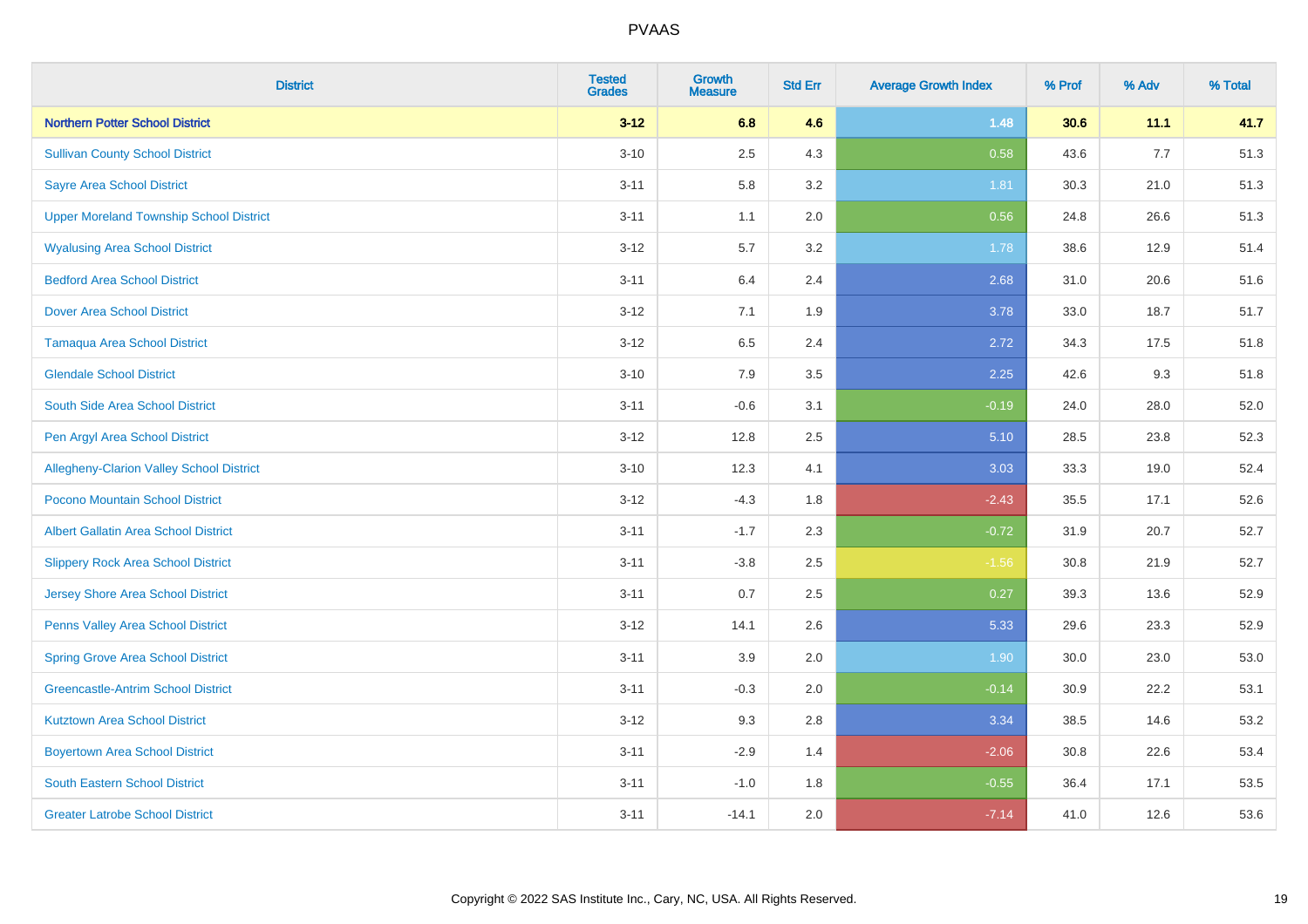# PVAAS

| District | Tested Grades | Growth Measure | Std Err | Average Growth Index | % Prof | % Adv | % Total |
|---|---|---|---|---|---|---|---|
| **Northern Potter School District** | **3-12** | **6.8** | **4.6** | **1.48** | **30.6** | **11.1** | **41.7** |
| Sullivan County School District | 3-10 | 2.5 | 4.3 | 0.58 | 43.6 | 7.7 | 51.3 |
| Sayre Area School District | 3-11 | 5.8 | 3.2 | 1.81 | 30.3 | 21.0 | 51.3 |
| Upper Moreland Township School District | 3-11 | 1.1 | 2.0 | 0.56 | 24.8 | 26.6 | 51.3 |
| Wyalusing Area School District | 3-12 | 5.7 | 3.2 | 1.78 | 38.6 | 12.9 | 51.4 |
| Bedford Area School District | 3-11 | 6.4 | 2.4 | 2.68 | 31.0 | 20.6 | 51.6 |
| Dover Area School District | 3-12 | 7.1 | 1.9 | 3.78 | 33.0 | 18.7 | 51.7 |
| Tamaqua Area School District | 3-12 | 6.5 | 2.4 | 2.72 | 34.3 | 17.5 | 51.8 |
| Glendale School District | 3-10 | 7.9 | 3.5 | 2.25 | 42.6 | 9.3 | 51.8 |
| South Side Area School District | 3-11 | -0.6 | 3.1 | -0.19 | 24.0 | 28.0 | 52.0 |
| Pen Argyl Area School District | 3-12 | 12.8 | 2.5 | 5.10 | 28.5 | 23.8 | 52.3 |
| Allegheny-Clarion Valley School District | 3-10 | 12.3 | 4.1 | 3.03 | 33.3 | 19.0 | 52.4 |
| Pocono Mountain School District | 3-12 | -4.3 | 1.8 | -2.43 | 35.5 | 17.1 | 52.6 |
| Albert Gallatin Area School District | 3-11 | -1.7 | 2.3 | -0.72 | 31.9 | 20.7 | 52.7 |
| Slippery Rock Area School District | 3-11 | -3.8 | 2.5 | -1.56 | 30.8 | 21.9 | 52.7 |
| Jersey Shore Area School District | 3-11 | 0.7 | 2.5 | 0.27 | 39.3 | 13.6 | 52.9 |
| Penns Valley Area School District | 3-12 | 14.1 | 2.6 | 5.33 | 29.6 | 23.3 | 52.9 |
| Spring Grove Area School District | 3-11 | 3.9 | 2.0 | 1.90 | 30.0 | 23.0 | 53.0 |
| Greencastle-Antrim School District | 3-11 | -0.3 | 2.0 | -0.14 | 30.9 | 22.2 | 53.1 |
| Kutztown Area School District | 3-12 | 9.3 | 2.8 | 3.34 | 38.5 | 14.6 | 53.2 |
| Boyertown Area School District | 3-11 | -2.9 | 1.4 | -2.06 | 30.8 | 22.6 | 53.4 |
| South Eastern School District | 3-11 | -1.0 | 1.8 | -0.55 | 36.4 | 17.1 | 53.5 |
| Greater Latrobe School District | 3-11 | -14.1 | 2.0 | -7.14 | 41.0 | 12.6 | 53.6 |

Copyright © 2022 SAS Institute Inc., Cary, NC, USA. All Rights Reserved.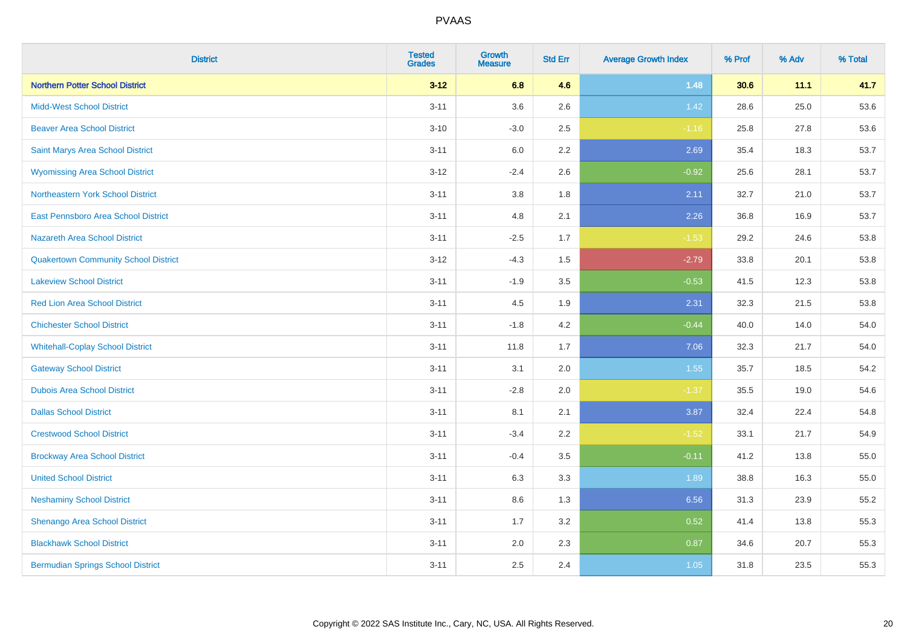# PVAAS

| District | Tested Grades | Growth Measure | Std Err | Average Growth Index | % Prof | % Adv | % Total |
|---|---|---|---|---|---|---|---|
| **Northern Potter School District** | **3-12** | **6.8** | **4.6** | **1.48** | **30.6** | **11.1** | **41.7** |
| Midd-West School District | 3-11 | 3.6 | 2.6 | 1.42 | 28.6 | 25.0 | 53.6 |
| Beaver Area School District | 3-10 | -3.0 | 2.5 | -1.16 | 25.8 | 27.8 | 53.6 |
| Saint Marys Area School District | 3-11 | 6.0 | 2.2 | 2.69 | 35.4 | 18.3 | 53.7 |
| Wyomissing Area School District | 3-12 | -2.4 | 2.6 | -0.92 | 25.6 | 28.1 | 53.7 |
| Northeastern York School District | 3-11 | 3.8 | 1.8 | 2.11 | 32.7 | 21.0 | 53.7 |
| East Pennsboro Area School District | 3-11 | 4.8 | 2.1 | 2.26 | 36.8 | 16.9 | 53.7 |
| Nazareth Area School District | 3-11 | -2.5 | 1.7 | -1.53 | 29.2 | 24.6 | 53.8 |
| Quakertown Community School District | 3-12 | -4.3 | 1.5 | -2.79 | 33.8 | 20.1 | 53.8 |
| Lakeview School District | 3-11 | -1.9 | 3.5 | -0.53 | 41.5 | 12.3 | 53.8 |
| Red Lion Area School District | 3-11 | 4.5 | 1.9 | 2.31 | 32.3 | 21.5 | 53.8 |
| Chichester School District | 3-11 | -1.8 | 4.2 | -0.44 | 40.0 | 14.0 | 54.0 |
| Whitehall-Coplay School District | 3-11 | 11.8 | 1.7 | 7.06 | 32.3 | 21.7 | 54.0 |
| Gateway School District | 3-11 | 3.1 | 2.0 | 1.55 | 35.7 | 18.5 | 54.2 |
| Dubois Area School District | 3-11 | -2.8 | 2.0 | -1.37 | 35.5 | 19.0 | 54.6 |
| Dallas School District | 3-11 | 8.1 | 2.1 | 3.87 | 32.4 | 22.4 | 54.8 |
| Crestwood School District | 3-11 | -3.4 | 2.2 | -1.52 | 33.1 | 21.7 | 54.9 |
| Brockway Area School District | 3-11 | -0.4 | 3.5 | -0.11 | 41.2 | 13.8 | 55.0 |
| United School District | 3-11 | 6.3 | 3.3 | 1.89 | 38.8 | 16.3 | 55.0 |
| Neshaminy School District | 3-11 | 8.6 | 1.3 | 6.56 | 31.3 | 23.9 | 55.2 |
| Shenango Area School District | 3-11 | 1.7 | 3.2 | 0.52 | 41.4 | 13.8 | 55.3 |
| Blackhawk School District | 3-11 | 2.0 | 2.3 | 0.87 | 34.6 | 20.7 | 55.3 |
| Bermudian Springs School District | 3-11 | 2.5 | 2.4 | 1.05 | 31.8 | 23.5 | 55.3 |

Copyright © 2022 SAS Institute Inc., Cary, NC, USA. All Rights Reserved.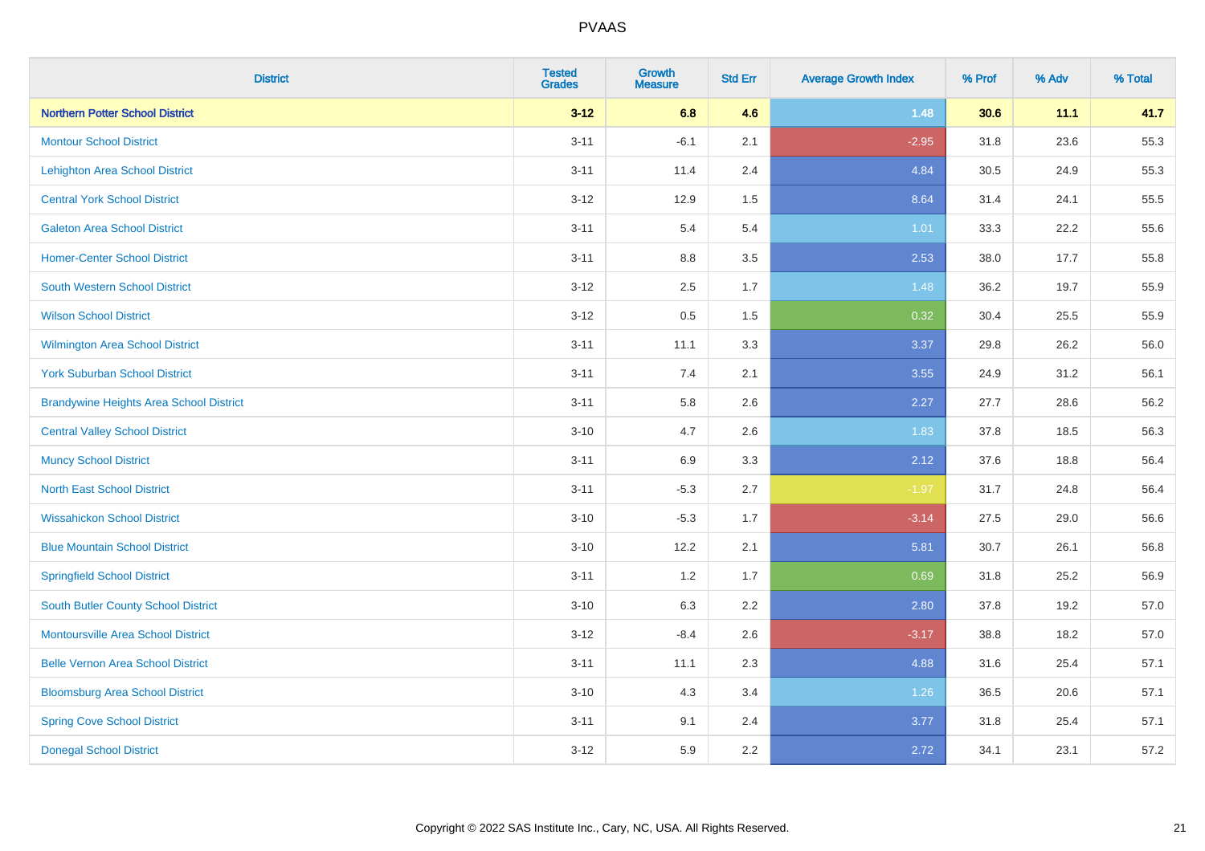| District | Tested Grades | Growth Measure | Std Err | Average Growth Index | % Prof | % Adv | % Total |
|---|---|---|---|---|---|---|---|
| **Northern Potter School District** | **3-12** | **6.8** | **4.6** | **1.48** | **30.6** | **11.1** | **41.7** |
| Montour School District | 3-11 | -6.1 | 2.1 | -2.95 | 31.8 | 23.6 | 55.3 |
| Lehighton Area School District | 3-11 | 11.4 | 2.4 | 4.84 | 30.5 | 24.9 | 55.3 |
| Central York School District | 3-12 | 12.9 | 1.5 | 8.64 | 31.4 | 24.1 | 55.5 |
| Galeton Area School District | 3-11 | 5.4 | 5.4 | 1.01 | 33.3 | 22.2 | 55.6 |
| Homer-Center School District | 3-11 | 8.8 | 3.5 | 2.53 | 38.0 | 17.7 | 55.8 |
| South Western School District | 3-12 | 2.5 | 1.7 | 1.48 | 36.2 | 19.7 | 55.9 |
| Wilson School District | 3-12 | 0.5 | 1.5 | 0.32 | 30.4 | 25.5 | 55.9 |
| Wilmington Area School District | 3-11 | 11.1 | 3.3 | 3.37 | 29.8 | 26.2 | 56.0 |
| York Suburban School District | 3-11 | 7.4 | 2.1 | 3.55 | 24.9 | 31.2 | 56.1 |
| Brandywine Heights Area School District | 3-11 | 5.8 | 2.6 | 2.27 | 27.7 | 28.6 | 56.2 |
| Central Valley School District | 3-10 | 4.7 | 2.6 | 1.83 | 37.8 | 18.5 | 56.3 |
| Muncy School District | 3-11 | 6.9 | 3.3 | 2.12 | 37.6 | 18.8 | 56.4 |
| North East School District | 3-11 | -5.3 | 2.7 | -1.97 | 31.7 | 24.8 | 56.4 |
| Wissahickon School District | 3-10 | -5.3 | 1.7 | -3.14 | 27.5 | 29.0 | 56.6 |
| Blue Mountain School District | 3-10 | 12.2 | 2.1 | 5.81 | 30.7 | 26.1 | 56.8 |
| Springfield School District | 3-11 | 1.2 | 1.7 | 0.69 | 31.8 | 25.2 | 56.9 |
| South Butler County School District | 3-10 | 6.3 | 2.2 | 2.80 | 37.8 | 19.2 | 57.0 |
| Montoursville Area School District | 3-12 | -8.4 | 2.6 | -3.17 | 38.8 | 18.2 | 57.0 |
| Belle Vernon Area School District | 3-11 | 11.1 | 2.3 | 4.88 | 31.6 | 25.4 | 57.1 |
| Bloomsburg Area School District | 3-10 | 4.3 | 3.4 | 1.26 | 36.5 | 20.6 | 57.1 |
| Spring Cove School District | 3-11 | 9.1 | 2.4 | 3.77 | 31.8 | 25.4 | 57.1 |
| Donegal School District | 3-12 | 5.9 | 2.2 | 2.72 | 34.1 | 23.1 | 57.2 |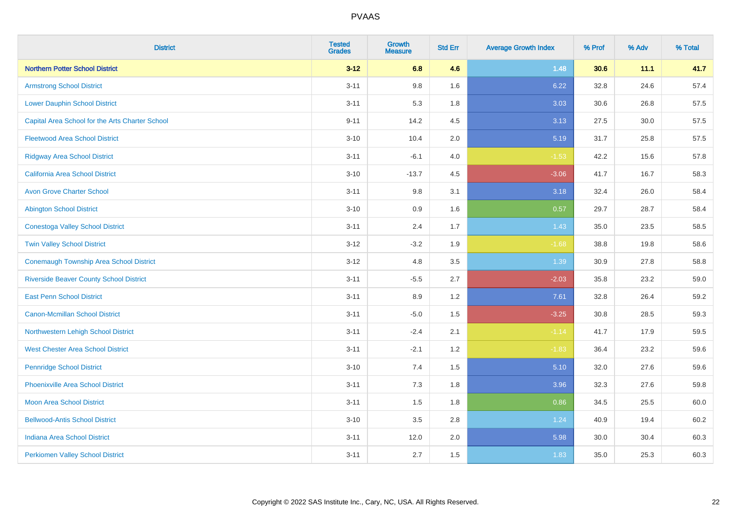# PVAAS

| District | Tested Grades | Growth Measure | Std Err | Average Growth Index | % Prof | % Adv | % Total |
|---|---|---|---|---|---|---|---|
| **Northern Potter School District** | **3-12** | **6.8** | **4.6** | **1.48** | **30.6** | **11.1** | **41.7** |
| Armstrong School District | 3-11 | 9.8 | 1.6 | 6.22 | 32.8 | 24.6 | 57.4 |
| Lower Dauphin School District | 3-11 | 5.3 | 1.8 | 3.03 | 30.6 | 26.8 | 57.5 |
| Capital Area School for the Arts Charter School | 9-11 | 14.2 | 4.5 | 3.13 | 27.5 | 30.0 | 57.5 |
| Fleetwood Area School District | 3-10 | 10.4 | 2.0 | 5.19 | 31.7 | 25.8 | 57.5 |
| Ridgway Area School District | 3-11 | -6.1 | 4.0 | -1.53 | 42.2 | 15.6 | 57.8 |
| California Area School District | 3-10 | -13.7 | 4.5 | -3.06 | 41.7 | 16.7 | 58.3 |
| Avon Grove Charter School | 3-11 | 9.8 | 3.1 | 3.18 | 32.4 | 26.0 | 58.4 |
| Abington School District | 3-10 | 0.9 | 1.6 | 0.57 | 29.7 | 28.7 | 58.4 |
| Conestoga Valley School District | 3-11 | 2.4 | 1.7 | 1.43 | 35.0 | 23.5 | 58.5 |
| Twin Valley School District | 3-12 | -3.2 | 1.9 | -1.68 | 38.8 | 19.8 | 58.6 |
| Conemaugh Township Area School District | 3-12 | 4.8 | 3.5 | 1.39 | 30.9 | 27.8 | 58.8 |
| Riverside Beaver County School District | 3-11 | -5.5 | 2.7 | -2.03 | 35.8 | 23.2 | 59.0 |
| East Penn School District | 3-11 | 8.9 | 1.2 | 7.61 | 32.8 | 26.4 | 59.2 |
| Canon-Mcmillan School District | 3-11 | -5.0 | 1.5 | -3.25 | 30.8 | 28.5 | 59.3 |
| Northwestern Lehigh School District | 3-11 | -2.4 | 2.1 | -1.14 | 41.7 | 17.9 | 59.5 |
| West Chester Area School District | 3-11 | -2.1 | 1.2 | -1.83 | 36.4 | 23.2 | 59.6 |
| Pennridge School District | 3-10 | 7.4 | 1.5 | 5.10 | 32.0 | 27.6 | 59.6 |
| Phoenixville Area School District | 3-11 | 7.3 | 1.8 | 3.96 | 32.3 | 27.6 | 59.8 |
| Moon Area School District | 3-11 | 1.5 | 1.8 | 0.86 | 34.5 | 25.5 | 60.0 |
| Bellwood-Antis School District | 3-10 | 3.5 | 2.8 | 1.24 | 40.9 | 19.4 | 60.2 |
| Indiana Area School District | 3-11 | 12.0 | 2.0 | 5.98 | 30.0 | 30.4 | 60.3 |
| Perkiomen Valley School District | 3-11 | 2.7 | 1.5 | 1.83 | 35.0 | 25.3 | 60.3 |

Copyright © 2022 SAS Institute Inc., Cary, NC, USA. All Rights Reserved.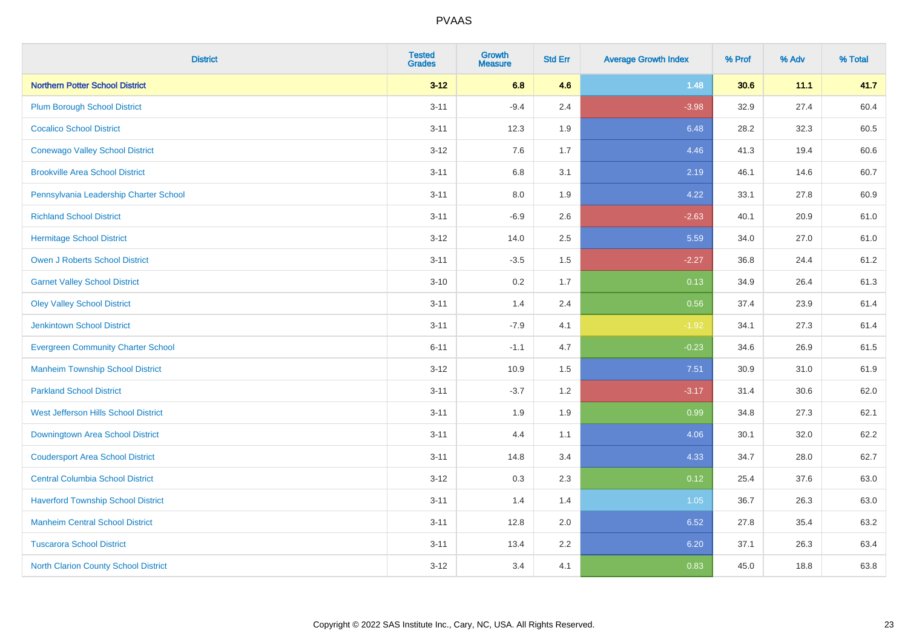# PVAAS

| District | Tested Grades | Growth Measure | Std Err | Average Growth Index | % Prof | % Adv | % Total |
|---|---|---|---|---|---|---|---|
| **Northern Potter School District** | **3-12** | **6.8** | **4.6** | **1.48** | **30.6** | **11.1** | **41.7** |
| Plum Borough School District | 3-11 | -9.4 | 2.4 | -3.98 | 32.9 | 27.4 | 60.4 |
| Cocalico School District | 3-11 | 12.3 | 1.9 | 6.48 | 28.2 | 32.3 | 60.5 |
| Conewago Valley School District | 3-12 | 7.6 | 1.7 | 4.46 | 41.3 | 19.4 | 60.6 |
| Brookville Area School District | 3-11 | 6.8 | 3.1 | 2.19 | 46.1 | 14.6 | 60.7 |
| Pennsylvania Leadership Charter School | 3-11 | 8.0 | 1.9 | 4.22 | 33.1 | 27.8 | 60.9 |
| Richland School District | 3-11 | -6.9 | 2.6 | -2.63 | 40.1 | 20.9 | 61.0 |
| Hermitage School District | 3-12 | 14.0 | 2.5 | 5.59 | 34.0 | 27.0 | 61.0 |
| Owen J Roberts School District | 3-11 | -3.5 | 1.5 | -2.27 | 36.8 | 24.4 | 61.2 |
| Garnet Valley School District | 3-10 | 0.2 | 1.7 | 0.13 | 34.9 | 26.4 | 61.3 |
| Oley Valley School District | 3-11 | 1.4 | 2.4 | 0.56 | 37.4 | 23.9 | 61.4 |
| Jenkintown School District | 3-11 | -7.9 | 4.1 | -1.92 | 34.1 | 27.3 | 61.4 |
| Evergreen Community Charter School | 6-11 | -1.1 | 4.7 | -0.23 | 34.6 | 26.9 | 61.5 |
| Manheim Township School District | 3-12 | 10.9 | 1.5 | 7.51 | 30.9 | 31.0 | 61.9 |
| Parkland School District | 3-11 | -3.7 | 1.2 | -3.17 | 31.4 | 30.6 | 62.0 |
| West Jefferson Hills School District | 3-11 | 1.9 | 1.9 | 0.99 | 34.8 | 27.3 | 62.1 |
| Downingtown Area School District | 3-11 | 4.4 | 1.1 | 4.06 | 30.1 | 32.0 | 62.2 |
| Coudersport Area School District | 3-11 | 14.8 | 3.4 | 4.33 | 34.7 | 28.0 | 62.7 |
| Central Columbia School District | 3-12 | 0.3 | 2.3 | 0.12 | 25.4 | 37.6 | 63.0 |
| Haverford Township School District | 3-11 | 1.4 | 1.4 | 1.05 | 36.7 | 26.3 | 63.0 |
| Manheim Central School District | 3-11 | 12.8 | 2.0 | 6.52 | 27.8 | 35.4 | 63.2 |
| Tuscarora School District | 3-11 | 13.4 | 2.2 | 6.20 | 37.1 | 26.3 | 63.4 |
| North Clarion County School District | 3-12 | 3.4 | 4.1 | 0.83 | 45.0 | 18.8 | 63.8 |

Copyright © 2022 SAS Institute Inc., Cary, NC, USA. All Rights Reserved.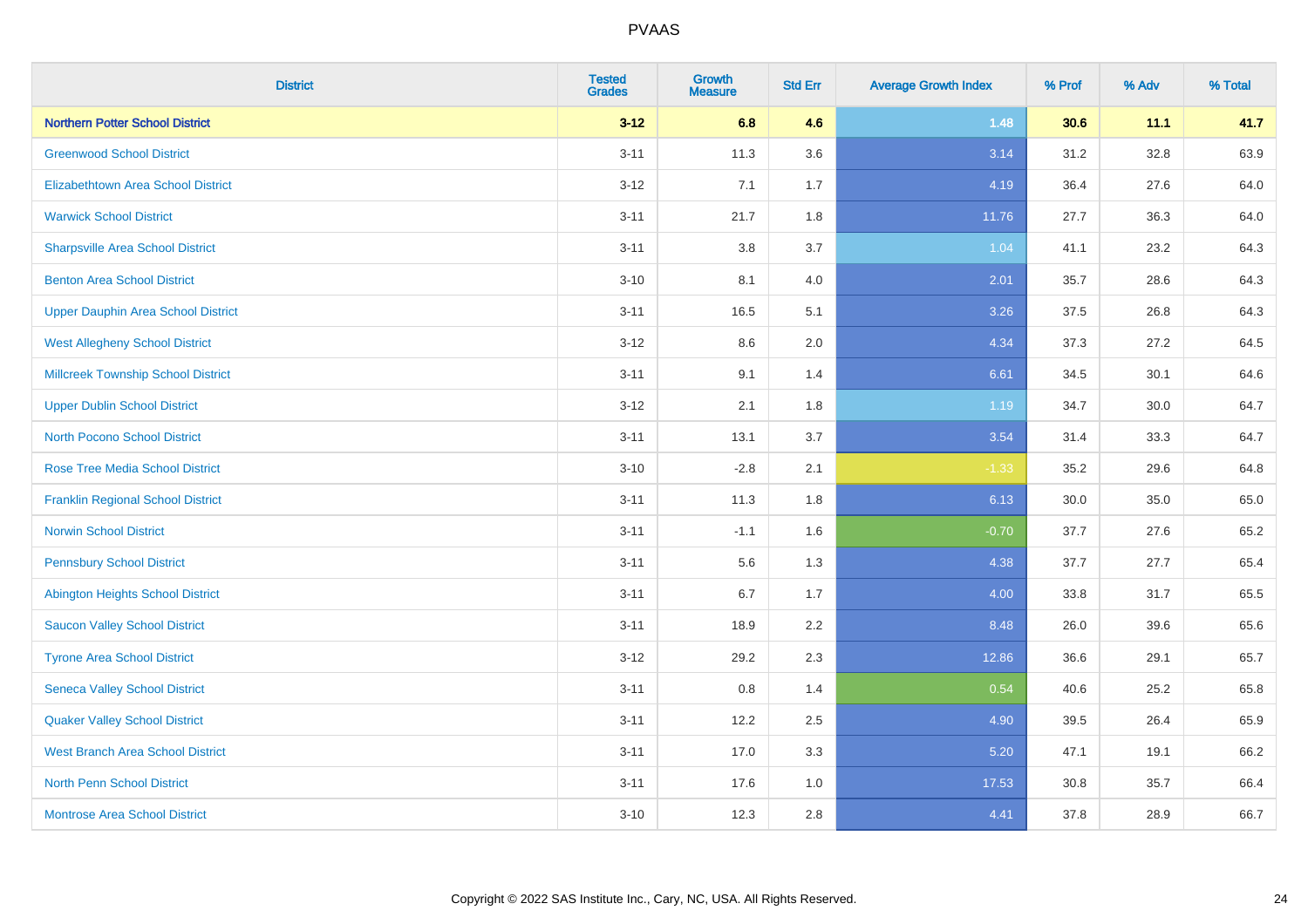# PVAAS

| District | Tested Grades | Growth Measure | Std Err | Average Growth Index | % Prof | % Adv | % Total |
|---|---|---|---|---|---|---|---|
| **Northern Potter School District** | **3-12** | **6.8** | **4.6** | **1.48** | **30.6** | **11.1** | **41.7** |
| Greenwood School District | 3-11 | 11.3 | 3.6 | 3.14 | 31.2 | 32.8 | 63.9 |
| Elizabethtown Area School District | 3-12 | 7.1 | 1.7 | 4.19 | 36.4 | 27.6 | 64.0 |
| Warwick School District | 3-11 | 21.7 | 1.8 | 11.76 | 27.7 | 36.3 | 64.0 |
| Sharpsville Area School District | 3-11 | 3.8 | 3.7 | 1.04 | 41.1 | 23.2 | 64.3 |
| Benton Area School District | 3-10 | 8.1 | 4.0 | 2.01 | 35.7 | 28.6 | 64.3 |
| Upper Dauphin Area School District | 3-11 | 16.5 | 5.1 | 3.26 | 37.5 | 26.8 | 64.3 |
| West Allegheny School District | 3-12 | 8.6 | 2.0 | 4.34 | 37.3 | 27.2 | 64.5 |
| Millcreek Township School District | 3-11 | 9.1 | 1.4 | 6.61 | 34.5 | 30.1 | 64.6 |
| Upper Dublin School District | 3-12 | 2.1 | 1.8 | 1.19 | 34.7 | 30.0 | 64.7 |
| North Pocono School District | 3-11 | 13.1 | 3.7 | 3.54 | 31.4 | 33.3 | 64.7 |
| Rose Tree Media School District | 3-10 | -2.8 | 2.1 | -1.33 | 35.2 | 29.6 | 64.8 |
| Franklin Regional School District | 3-11 | 11.3 | 1.8 | 6.13 | 30.0 | 35.0 | 65.0 |
| Norwin School District | 3-11 | -1.1 | 1.6 | -0.70 | 37.7 | 27.6 | 65.2 |
| Pennsbury School District | 3-11 | 5.6 | 1.3 | 4.38 | 37.7 | 27.7 | 65.4 |
| Abington Heights School District | 3-11 | 6.7 | 1.7 | 4.00 | 33.8 | 31.7 | 65.5 |
| Saucon Valley School District | 3-11 | 18.9 | 2.2 | 8.48 | 26.0 | 39.6 | 65.6 |
| Tyrone Area School District | 3-12 | 29.2 | 2.3 | 12.86 | 36.6 | 29.1 | 65.7 |
| Seneca Valley School District | 3-11 | 0.8 | 1.4 | 0.54 | 40.6 | 25.2 | 65.8 |
| Quaker Valley School District | 3-11 | 12.2 | 2.5 | 4.90 | 39.5 | 26.4 | 65.9 |
| West Branch Area School District | 3-11 | 17.0 | 3.3 | 5.20 | 47.1 | 19.1 | 66.2 |
| North Penn School District | 3-11 | 17.6 | 1.0 | 17.53 | 30.8 | 35.7 | 66.4 |
| Montrose Area School District | 3-10 | 12.3 | 2.8 | 4.41 | 37.8 | 28.9 | 66.7 |

Copyright © 2022 SAS Institute Inc., Cary, NC, USA. All Rights Reserved.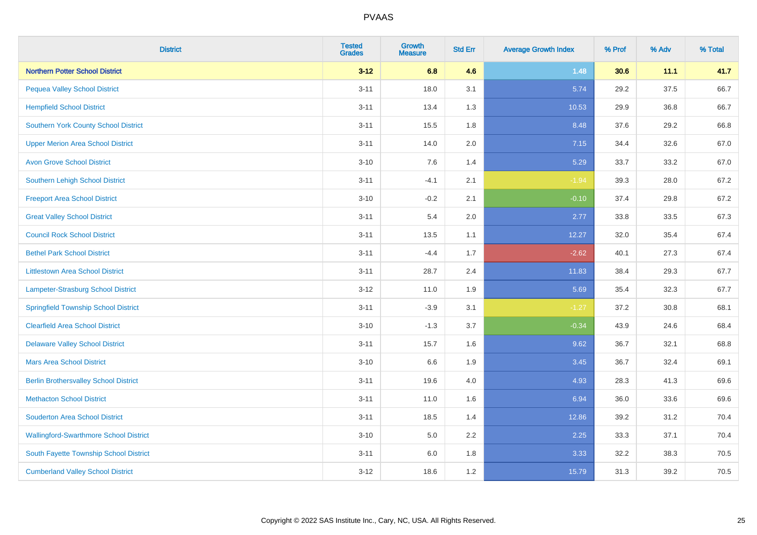# PVAAS

| District | Tested Grades | Growth Measure | Std Err | Average Growth Index | % Prof | % Adv | % Total |
|---|---|---|---|---|---|---|---|
| **Northern Potter School District** | **3-12** | **6.8** | **4.6** | **1.48** | **30.6** | **11.1** | **41.7** |
| Pequea Valley School District | 3-11 | 18.0 | 3.1 | 5.74 | 29.2 | 37.5 | 66.7 |
| Hempfield School District | 3-11 | 13.4 | 1.3 | 10.53 | 29.9 | 36.8 | 66.7 |
| Southern York County School District | 3-11 | 15.5 | 1.8 | 8.48 | 37.6 | 29.2 | 66.8 |
| Upper Merion Area School District | 3-11 | 14.0 | 2.0 | 7.15 | 34.4 | 32.6 | 67.0 |
| Avon Grove School District | 3-10 | 7.6 | 1.4 | 5.29 | 33.7 | 33.2 | 67.0 |
| Southern Lehigh School District | 3-11 | -4.1 | 2.1 | -1.94 | 39.3 | 28.0 | 67.2 |
| Freeport Area School District | 3-10 | -0.2 | 2.1 | -0.10 | 37.4 | 29.8 | 67.2 |
| Great Valley School District | 3-11 | 5.4 | 2.0 | 2.77 | 33.8 | 33.5 | 67.3 |
| Council Rock School District | 3-11 | 13.5 | 1.1 | 12.27 | 32.0 | 35.4 | 67.4 |
| Bethel Park School District | 3-11 | -4.4 | 1.7 | -2.62 | 40.1 | 27.3 | 67.4 |
| Littlestown Area School District | 3-11 | 28.7 | 2.4 | 11.83 | 38.4 | 29.3 | 67.7 |
| Lampeter-Strasburg School District | 3-12 | 11.0 | 1.9 | 5.69 | 35.4 | 32.3 | 67.7 |
| Springfield Township School District | 3-11 | -3.9 | 3.1 | -1.27 | 37.2 | 30.8 | 68.1 |
| Clearfield Area School District | 3-10 | -1.3 | 3.7 | -0.34 | 43.9 | 24.6 | 68.4 |
| Delaware Valley School District | 3-11 | 15.7 | 1.6 | 9.62 | 36.7 | 32.1 | 68.8 |
| Mars Area School District | 3-10 | 6.6 | 1.9 | 3.45 | 36.7 | 32.4 | 69.1 |
| Berlin Brothersvalley School District | 3-11 | 19.6 | 4.0 | 4.93 | 28.3 | 41.3 | 69.6 |
| Methacton School District | 3-11 | 11.0 | 1.6 | 6.94 | 36.0 | 33.6 | 69.6 |
| Souderton Area School District | 3-11 | 18.5 | 1.4 | 12.86 | 39.2 | 31.2 | 70.4 |
| Wallingford-Swarthmore School District | 3-10 | 5.0 | 2.2 | 2.25 | 33.3 | 37.1 | 70.4 |
| South Fayette Township School District | 3-11 | 6.0 | 1.8 | 3.33 | 32.2 | 38.3 | 70.5 |
| Cumberland Valley School District | 3-12 | 18.6 | 1.2 | 15.79 | 31.3 | 39.2 | 70.5 |

Copyright © 2022 SAS Institute Inc., Cary, NC, USA. All Rights Reserved.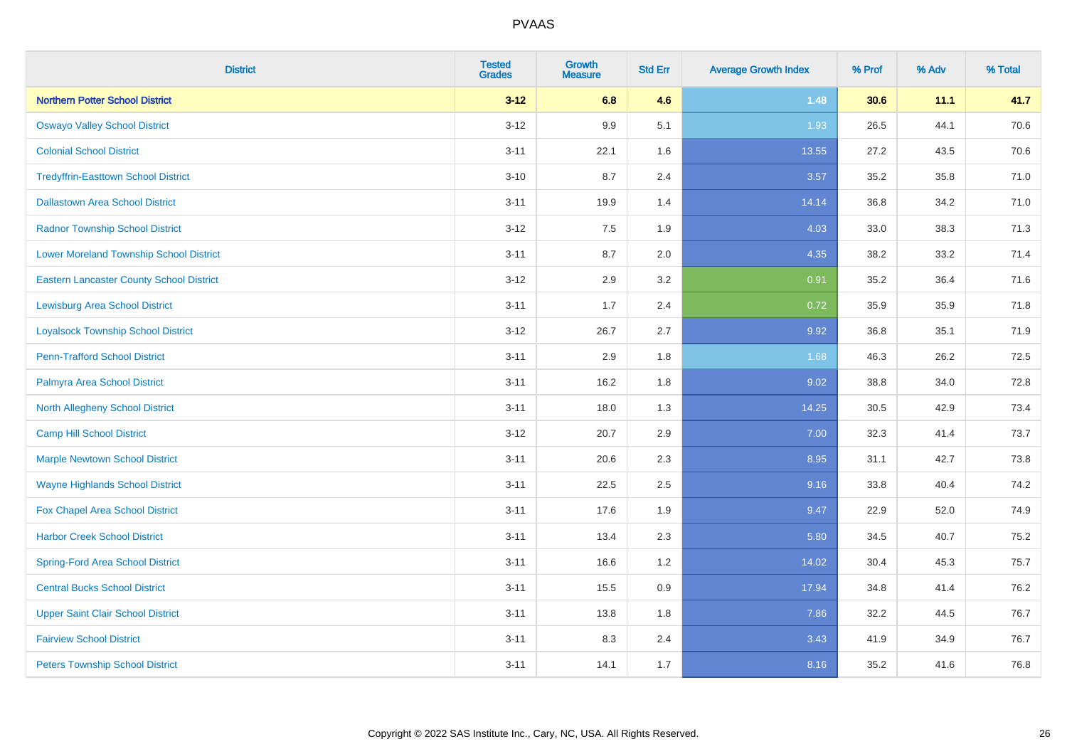| District | Tested Grades | Growth Measure | Std Err | Average Growth Index | % Prof | % Adv | % Total |
|---|---|---|---|---|---|---|---|
| **Northern Potter School District** | **3-12** | **6.8** | **4.6** | **1.48** | **30.6** | **11.1** | **41.7** |
| Oswayo Valley School District | 3-12 | 9.9 | 5.1 | 1.93 | 26.5 | 44.1 | 70.6 |
| Colonial School District | 3-11 | 22.1 | 1.6 | 13.55 | 27.2 | 43.5 | 70.6 |
| Tredyffrin-Easttown School District | 3-10 | 8.7 | 2.4 | 3.57 | 35.2 | 35.8 | 71.0 |
| Dallastown Area School District | 3-11 | 19.9 | 1.4 | 14.14 | 36.8 | 34.2 | 71.0 |
| Radnor Township School District | 3-12 | 7.5 | 1.9 | 4.03 | 33.0 | 38.3 | 71.3 |
| Lower Moreland Township School District | 3-11 | 8.7 | 2.0 | 4.35 | 38.2 | 33.2 | 71.4 |
| Eastern Lancaster County School District | 3-12 | 2.9 | 3.2 | 0.91 | 35.2 | 36.4 | 71.6 |
| Lewisburg Area School District | 3-11 | 1.7 | 2.4 | 0.72 | 35.9 | 35.9 | 71.8 |
| Loyalsock Township School District | 3-12 | 26.7 | 2.7 | 9.92 | 36.8 | 35.1 | 71.9 |
| Penn-Trafford School District | 3-11 | 2.9 | 1.8 | 1.68 | 46.3 | 26.2 | 72.5 |
| Palmyra Area School District | 3-11 | 16.2 | 1.8 | 9.02 | 38.8 | 34.0 | 72.8 |
| North Allegheny School District | 3-11 | 18.0 | 1.3 | 14.25 | 30.5 | 42.9 | 73.4 |
| Camp Hill School District | 3-12 | 20.7 | 2.9 | 7.00 | 32.3 | 41.4 | 73.7 |
| Marple Newtown School District | 3-11 | 20.6 | 2.3 | 8.95 | 31.1 | 42.7 | 73.8 |
| Wayne Highlands School District | 3-11 | 22.5 | 2.5 | 9.16 | 33.8 | 40.4 | 74.2 |
| Fox Chapel Area School District | 3-11 | 17.6 | 1.9 | 9.47 | 22.9 | 52.0 | 74.9 |
| Harbor Creek School District | 3-11 | 13.4 | 2.3 | 5.80 | 34.5 | 40.7 | 75.2 |
| Spring-Ford Area School District | 3-11 | 16.6 | 1.2 | 14.02 | 30.4 | 45.3 | 75.7 |
| Central Bucks School District | 3-11 | 15.5 | 0.9 | 17.94 | 34.8 | 41.4 | 76.2 |
| Upper Saint Clair School District | 3-11 | 13.8 | 1.8 | 7.86 | 32.2 | 44.5 | 76.7 |
| Fairview School District | 3-11 | 8.3 | 2.4 | 3.43 | 41.9 | 34.9 | 76.7 |
| Peters Township School District | 3-11 | 14.1 | 1.7 | 8.16 | 35.2 | 41.6 | 76.8 |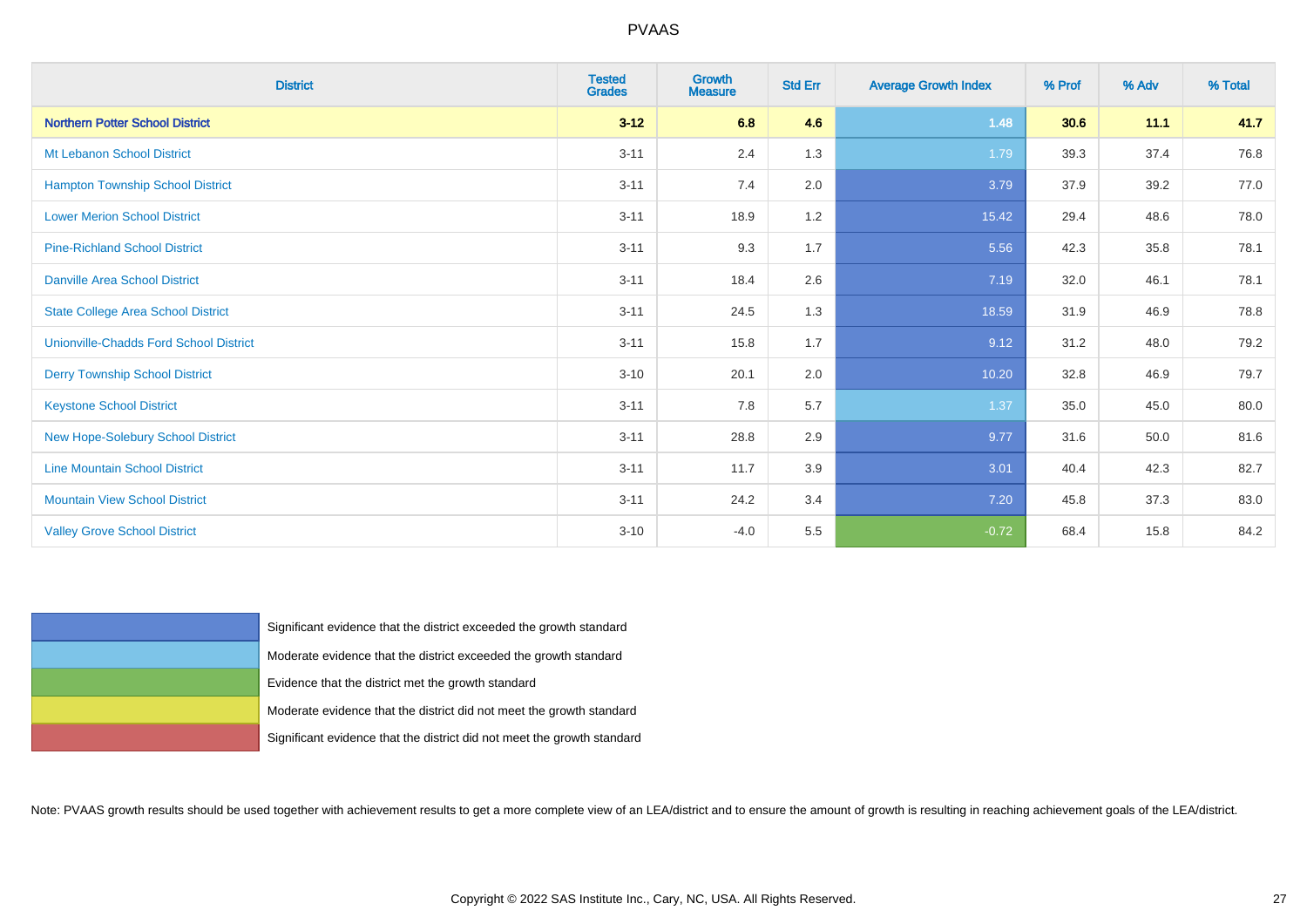# PVAAS

| District | Tested Grades | Growth Measure | Std Err | Average Growth Index | % Prof | % Adv | % Total |
|---|---|---|---|---|---|---|---|
| **Northern Potter School District** | **3-12** | **6.8** | **4.6** | **1.48** | **30.6** | **11.1** | **41.7** |
| Mt Lebanon School District | 3-11 | 2.4 | 1.3 | 1.79 | 39.3 | 37.4 | 76.8 |
| Hampton Township School District | 3-11 | 7.4 | 2.0 | 3.79 | 37.9 | 39.2 | 77.0 |
| Lower Merion School District | 3-11 | 18.9 | 1.2 | 15.42 | 29.4 | 48.6 | 78.0 |
| Pine-Richland School District | 3-11 | 9.3 | 1.7 | 5.56 | 42.3 | 35.8 | 78.1 |
| Danville Area School District | 3-11 | 18.4 | 2.6 | 7.19 | 32.0 | 46.1 | 78.1 |
| State College Area School District | 3-11 | 24.5 | 1.3 | 18.59 | 31.9 | 46.9 | 78.8 |
| Unionville-Chadds Ford School District | 3-11 | 15.8 | 1.7 | 9.12 | 31.2 | 48.0 | 79.2 |
| Derry Township School District | 3-10 | 20.1 | 2.0 | 10.20 | 32.8 | 46.9 | 79.7 |
| Keystone School District | 3-11 | 7.8 | 5.7 | 1.37 | 35.0 | 45.0 | 80.0 |
| New Hope-Solebury School District | 3-11 | 28.8 | 2.9 | 9.77 | 31.6 | 50.0 | 81.6 |
| Line Mountain School District | 3-11 | 11.7 | 3.9 | 3.01 | 40.4 | 42.3 | 82.7 |
| Mountain View School District | 3-11 | 24.2 | 3.4 | 7.20 | 45.8 | 37.3 | 83.0 |
| Valley Grove School District | 3-10 | -4.0 | 5.5 | -0.72 | 68.4 | 15.8 | 84.2 |

Significant evidence that the district exceeded the growth standard

Moderate evidence that the district exceeded the growth standard

Evidence that the district met the growth standard

Moderate evidence that the district did not meet the growth standard

Significant evidence that the district did not meet the growth standard

Note: PVAAS growth results should be used together with achievement results to get a more complete view of an LEA/district and to ensure the amount of growth is resulting in reaching achievement goals of the LEA/district.

Copyright © 2022 SAS Institute Inc., Cary, NC, USA. All Rights Reserved.